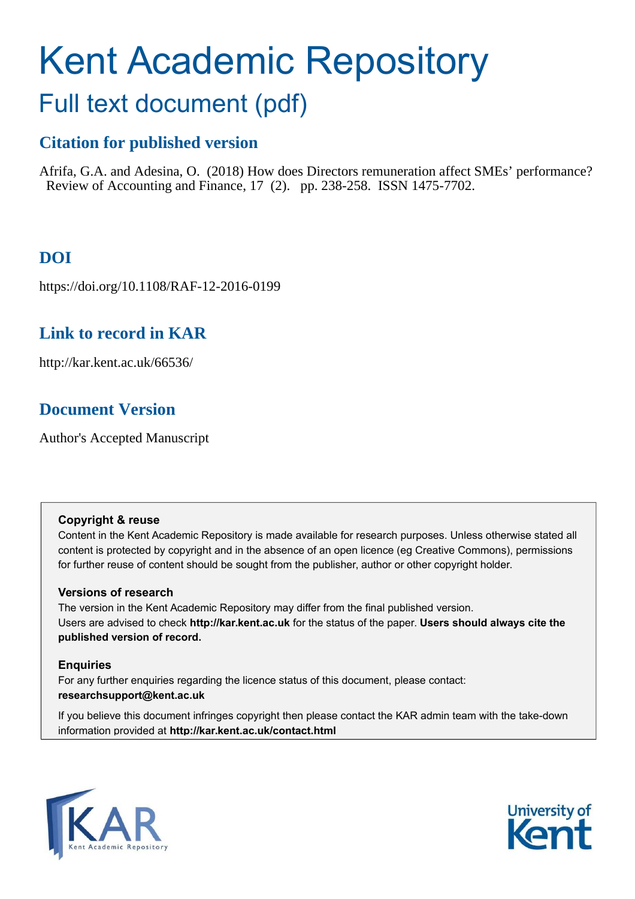# Kent Academic Repository

## Full text document (pdf)

### Citation for published version

Afrifa, G.A. and Adesina, O. (2018) How does Directors remuneration affect SMEs' performance? Review of Accounting and Finance, 17 (2). pp. 238-258. ISSN 1475-7702.

### DOI

https://doi.org/10.1108/RAF-12-2016-0199

### Link to record in KAR

http://kar.kent.ac.uk/66536/

### Document Version

Author's Accepted Manuscript

**Copyright & reuse**

Content in the Kent Academic Repository is made available for research purposes. Unless otherwise stated all content is protected by copyright and in the absence of an open licence (eg Creative Commons), permissions for further reuse of content should be sought from the publisher, author or other copyright holder.

**Versions of research**

The version in the Kent Academic Repository may differ from the final published version. Users are advised to check **http://kar.kent.ac.uk** for the status of the paper. **Users should always cite the published version of record.**

**Enquiries**

For any further enquiries regarding the licence status of this document, please contact: **researchsupport@kent.ac.uk**

If you believe this document infringes copyright then please contact the KAR admin team with the take-down information provided at **http://kar.kent.ac.uk/contact.html**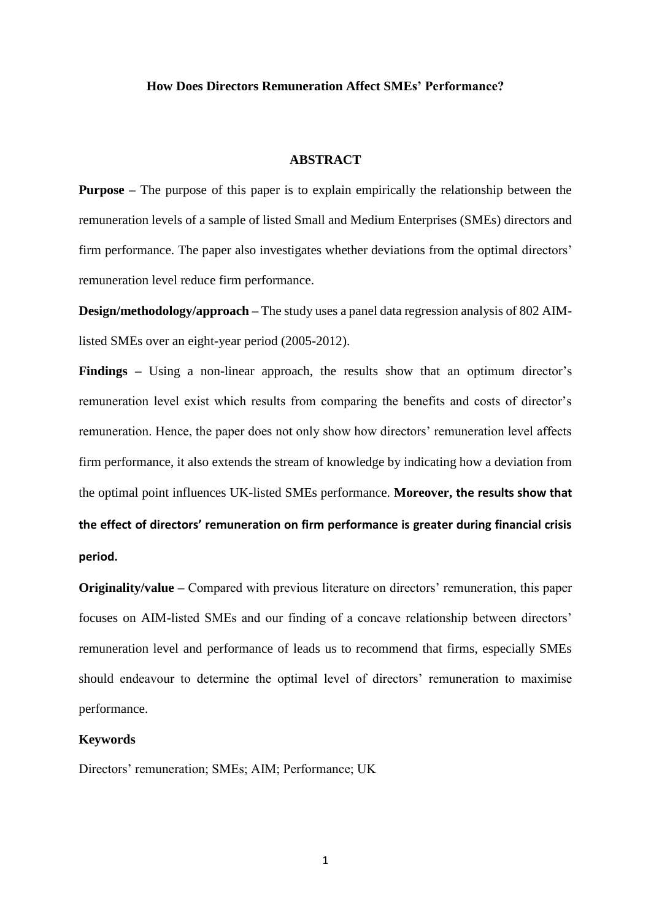**How Does Directors Remuneration Affect SMEs' Performance?**

## ABSTRACT

**Purpose –** The purpose of this paper is to explain empirically the relationship between the remuneration levels of a sample of listed Small and Medium Enterprises (SMEs) directors and firm performance. The paper also investigates whether deviations from the optimal directors' remuneration level reduce firm performance.

**Design/methodology/approach –** The study uses a panel data regression analysis of 802 AIM-listed SMEs over an eight-year period (2005-2012).

**Findings –** Using a non-linear approach, the results show that an optimum director's remuneration level exist which results from comparing the benefits and costs of director's remuneration. Hence, the paper does not only show how directors' remuneration level affects firm performance, it also extends the stream of knowledge by indicating how a deviation from the optimal point influences UK-listed SMEs performance. **Moreover, the results show that the effect of directors' remuneration on firm performance is greater during financial crisis period.**

**Originality/value –** Compared with previous literature on directors' remuneration, this paper focuses on AIM-listed SMEs and our finding of a concave relationship between directors' remuneration level and performance of leads us to recommend that firms, especially SMEs should endeavour to determine the optimal level of directors' remuneration to maximise performance.

**Keywords**

Directors' remuneration; SMEs; AIM; Performance; UK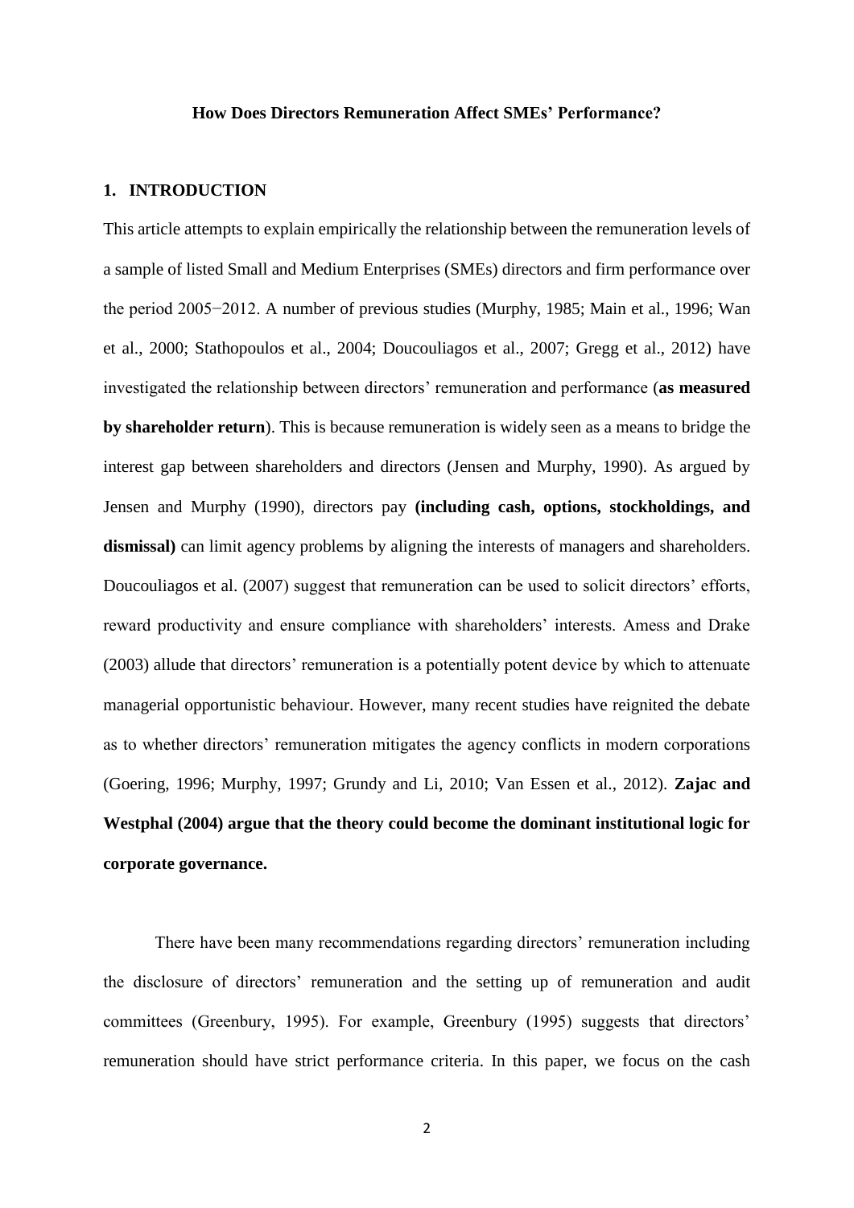**How Does Directors Remuneration Affect SMEs' Performance?**

## 1. INTRODUCTION

This article attempts to explain empirically the relationship between the remuneration levels of a sample of listed Small and Medium Enterprises (SMEs) directors and firm performance over the period 2005−2012. A number of previous studies (Murphy, 1985; Main et al., 1996; Wan et al., 2000; Stathopoulos et al., 2004; Doucouliagos et al., 2007; Gregg et al., 2012) have investigated the relationship between directors' remuneration and performance (**as measured by shareholder return**). This is because remuneration is widely seen as a means to bridge the interest gap between shareholders and directors (Jensen and Murphy, 1990). As argued by Jensen and Murphy (1990), directors pay **(including cash, options, stockholdings, and dismissal)** can limit agency problems by aligning the interests of managers and shareholders. Doucouliagos et al. (2007) suggest that remuneration can be used to solicit directors' efforts, reward productivity and ensure compliance with shareholders' interests. Amess and Drake (2003) allude that directors' remuneration is a potentially potent device by which to attenuate managerial opportunistic behaviour. However, many recent studies have reignited the debate as to whether directors' remuneration mitigates the agency conflicts in modern corporations (Goering, 1996; Murphy, 1997; Grundy and Li, 2010; Van Essen et al., 2012). **Zajac and Westphal (2004) argue that the theory could become the dominant institutional logic for corporate governance.**

There have been many recommendations regarding directors' remuneration including the disclosure of directors' remuneration and the setting up of remuneration and audit committees (Greenbury, 1995). For example, Greenbury (1995) suggests that directors' remuneration should have strict performance criteria. In this paper, we focus on the cash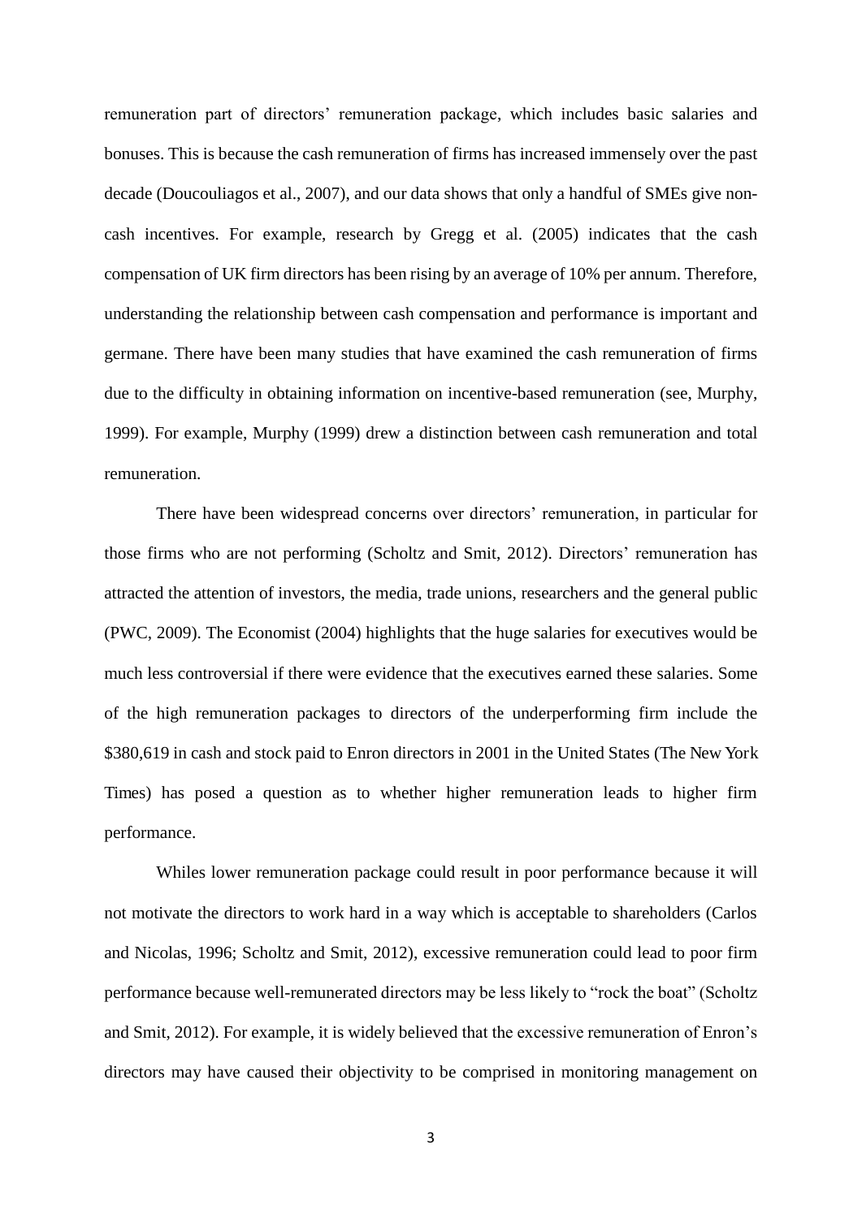remuneration part of directors' remuneration package, which includes basic salaries and bonuses. This is because the cash remuneration of firms has increased immensely over the past decade (Doucouliagos et al., 2007), and our data shows that only a handful of SMEs give non-cash incentives. For example, research by Gregg et al. (2005) indicates that the cash compensation of UK firm directors has been rising by an average of 10% per annum. Therefore, understanding the relationship between cash compensation and performance is important and germane. There have been many studies that have examined the cash remuneration of firms due to the difficulty in obtaining information on incentive-based remuneration (see, Murphy, 1999). For example, Murphy (1999) drew a distinction between cash remuneration and total remuneration.

There have been widespread concerns over directors' remuneration, in particular for those firms who are not performing (Scholtz and Smit, 2012). Directors' remuneration has attracted the attention of investors, the media, trade unions, researchers and the general public (PWC, 2009). The Economist (2004) highlights that the huge salaries for executives would be much less controversial if there were evidence that the executives earned these salaries. Some of the high remuneration packages to directors of the underperforming firm include the $380,619 in cash and stock paid to Enron directors in 2001 in the United States (The New York Times) has posed a question as to whether higher remuneration leads to higher firm performance.

Whiles lower remuneration package could result in poor performance because it will not motivate the directors to work hard in a way which is acceptable to shareholders (Carlos and Nicolas, 1996; Scholtz and Smit, 2012), excessive remuneration could lead to poor firm performance because well-remunerated directors may be less likely to "rock the boat" (Scholtz and Smit, 2012). For example, it is widely believed that the excessive remuneration of Enron's directors may have caused their objectivity to be comprised in monitoring management on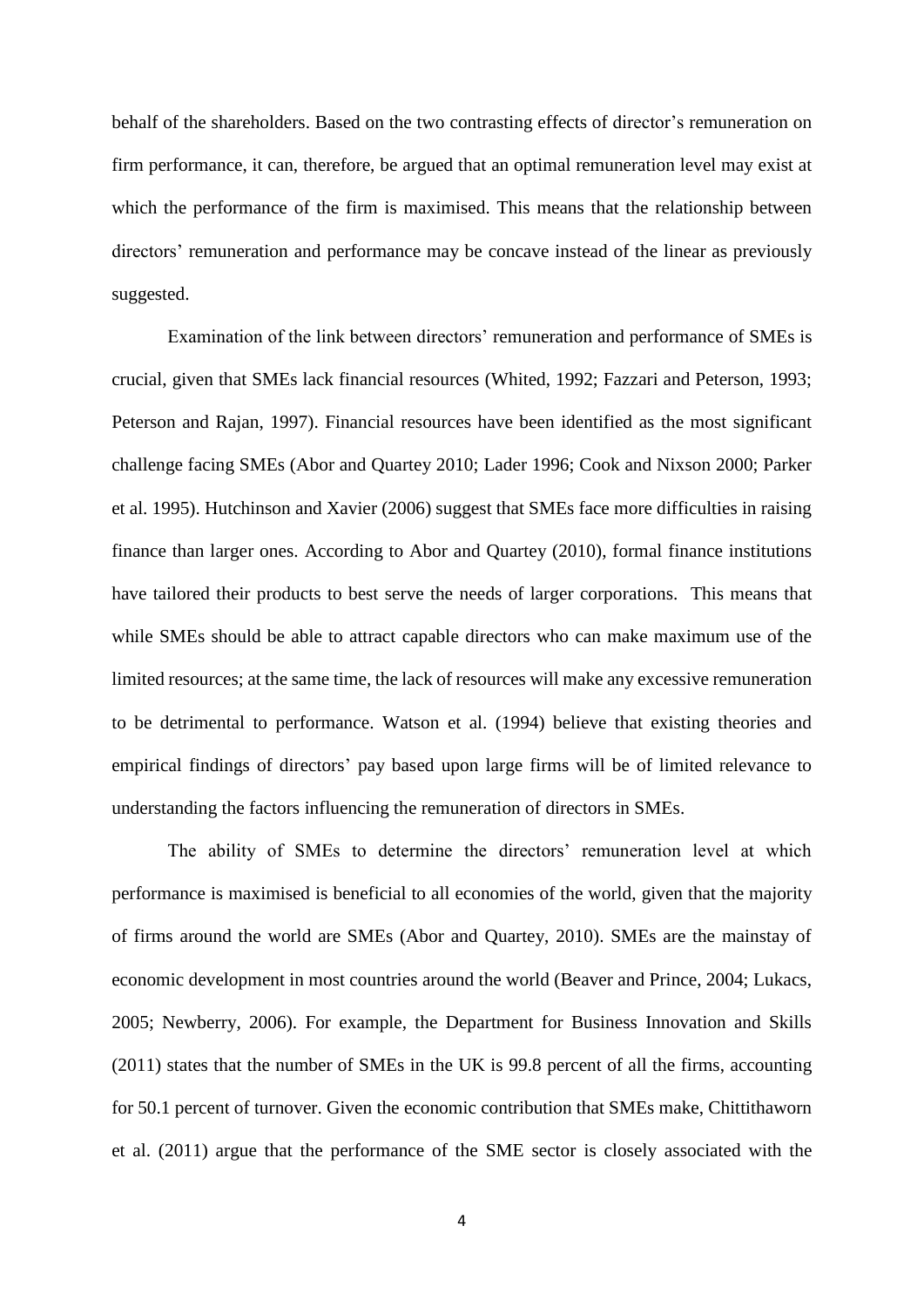behalf of the shareholders. Based on the two contrasting effects of director's remuneration on firm performance, it can, therefore, be argued that an optimal remuneration level may exist at which the performance of the firm is maximised. This means that the relationship between directors' remuneration and performance may be concave instead of the linear as previously suggested.

Examination of the link between directors' remuneration and performance of SMEs is crucial, given that SMEs lack financial resources (Whited, 1992; Fazzari and Peterson, 1993; Peterson and Rajan, 1997). Financial resources have been identified as the most significant challenge facing SMEs (Abor and Quartey 2010; Lader 1996; Cook and Nixson 2000; Parker et al. 1995). Hutchinson and Xavier (2006) suggest that SMEs face more difficulties in raising finance than larger ones. According to Abor and Quartey (2010), formal finance institutions have tailored their products to best serve the needs of larger corporations. This means that while SMEs should be able to attract capable directors who can make maximum use of the limited resources; at the same time, the lack of resources will make any excessive remuneration to be detrimental to performance. Watson et al. (1994) believe that existing theories and empirical findings of directors' pay based upon large firms will be of limited relevance to understanding the factors influencing the remuneration of directors in SMEs.

The ability of SMEs to determine the directors' remuneration level at which performance is maximised is beneficial to all economies of the world, given that the majority of firms around the world are SMEs (Abor and Quartey, 2010). SMEs are the mainstay of economic development in most countries around the world (Beaver and Prince, 2004; Lukacs, 2005; Newberry, 2006). For example, the Department for Business Innovation and Skills (2011) states that the number of SMEs in the UK is 99.8 percent of all the firms, accounting for 50.1 percent of turnover. Given the economic contribution that SMEs make, Chittithaworn et al. (2011) argue that the performance of the SME sector is closely associated with the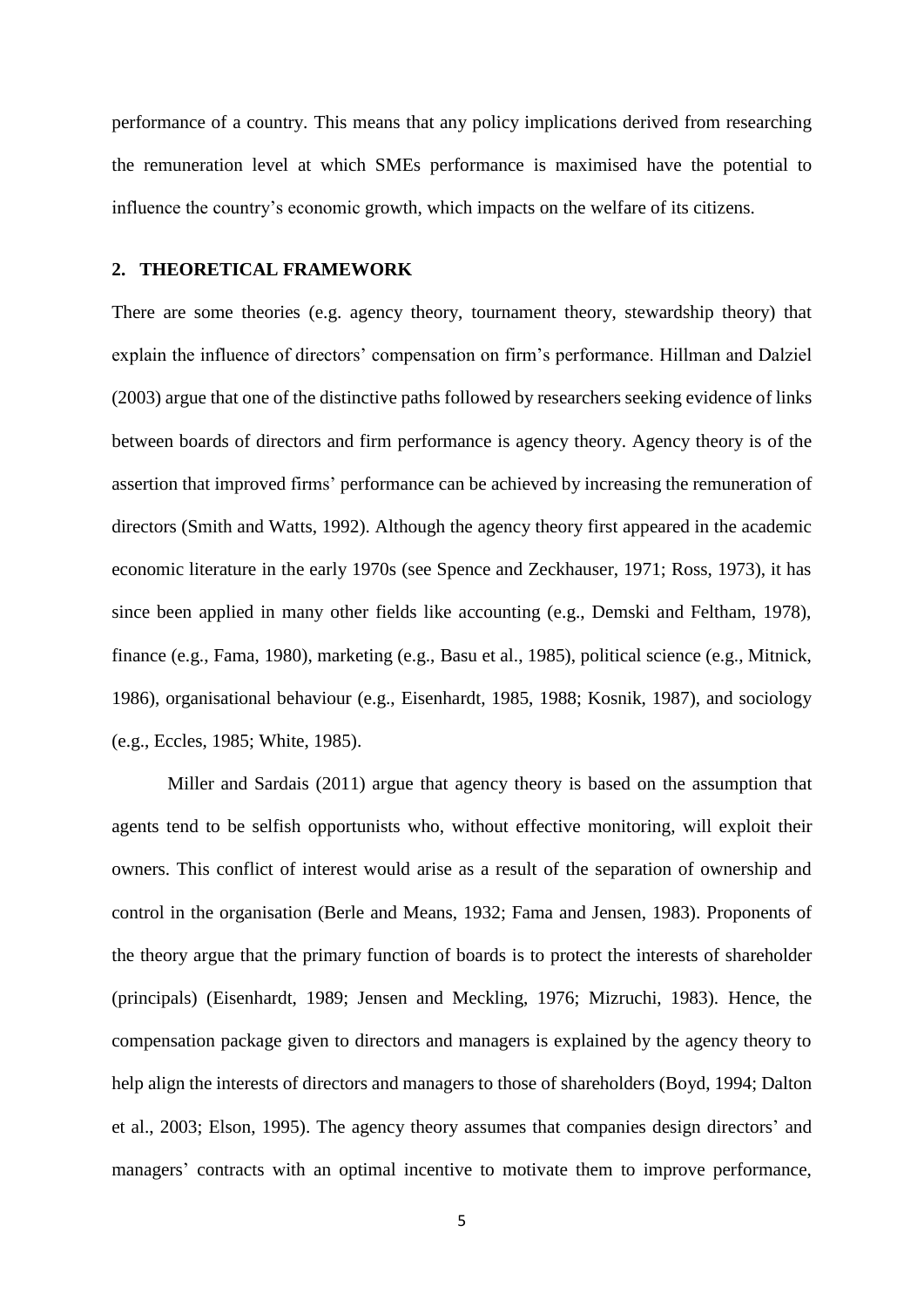performance of a country. This means that any policy implications derived from researching the remuneration level at which SMEs performance is maximised have the potential to influence the country's economic growth, which impacts on the welfare of its citizens.

## 2. THEORETICAL FRAMEWORK

There are some theories (e.g. agency theory, tournament theory, stewardship theory) that explain the influence of directors' compensation on firm's performance. Hillman and Dalziel (2003) argue that one of the distinctive paths followed by researchers seeking evidence of links between boards of directors and firm performance is agency theory. Agency theory is of the assertion that improved firms' performance can be achieved by increasing the remuneration of directors (Smith and Watts, 1992). Although the agency theory first appeared in the academic economic literature in the early 1970s (see Spence and Zeckhauser, 1971; Ross, 1973), it has since been applied in many other fields like accounting (e.g., Demski and Feltham, 1978), finance (e.g., Fama, 1980), marketing (e.g., Basu et al., 1985), political science (e.g., Mitnick, 1986), organisational behaviour (e.g., Eisenhardt, 1985, 1988; Kosnik, 1987), and sociology (e.g., Eccles, 1985; White, 1985).

Miller and Sardais (2011) argue that agency theory is based on the assumption that agents tend to be selfish opportunists who, without effective monitoring, will exploit their owners. This conflict of interest would arise as a result of the separation of ownership and control in the organisation (Berle and Means, 1932; Fama and Jensen, 1983). Proponents of the theory argue that the primary function of boards is to protect the interests of shareholder (principals) (Eisenhardt, 1989; Jensen and Meckling, 1976; Mizruchi, 1983). Hence, the compensation package given to directors and managers is explained by the agency theory to help align the interests of directors and managers to those of shareholders (Boyd, 1994; Dalton et al., 2003; Elson, 1995). The agency theory assumes that companies design directors' and managers' contracts with an optimal incentive to motivate them to improve performance,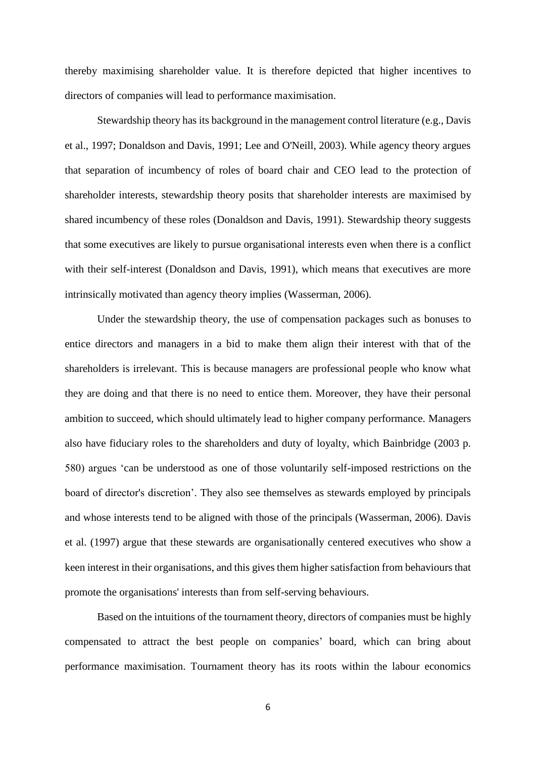thereby maximising shareholder value. It is therefore depicted that higher incentives to directors of companies will lead to performance maximisation.

Stewardship theory has its background in the management control literature (e.g., Davis et al., 1997; Donaldson and Davis, 1991; Lee and O'Neill, 2003). While agency theory argues that separation of incumbency of roles of board chair and CEO lead to the protection of shareholder interests, stewardship theory posits that shareholder interests are maximised by shared incumbency of these roles (Donaldson and Davis, 1991). Stewardship theory suggests that some executives are likely to pursue organisational interests even when there is a conflict with their self-interest (Donaldson and Davis, 1991), which means that executives are more intrinsically motivated than agency theory implies (Wasserman, 2006).

Under the stewardship theory, the use of compensation packages such as bonuses to entice directors and managers in a bid to make them align their interest with that of the shareholders is irrelevant. This is because managers are professional people who know what they are doing and that there is no need to entice them. Moreover, they have their personal ambition to succeed, which should ultimately lead to higher company performance. Managers also have fiduciary roles to the shareholders and duty of loyalty, which Bainbridge (2003 p. 580) argues 'can be understood as one of those voluntarily self-imposed restrictions on the board of director's discretion'. They also see themselves as stewards employed by principals and whose interests tend to be aligned with those of the principals (Wasserman, 2006). Davis et al. (1997) argue that these stewards are organisationally centered executives who show a keen interest in their organisations, and this gives them higher satisfaction from behaviours that promote the organisations' interests than from self-serving behaviours.

Based on the intuitions of the tournament theory, directors of companies must be highly compensated to attract the best people on companies' board, which can bring about performance maximisation. Tournament theory has its roots within the labour economics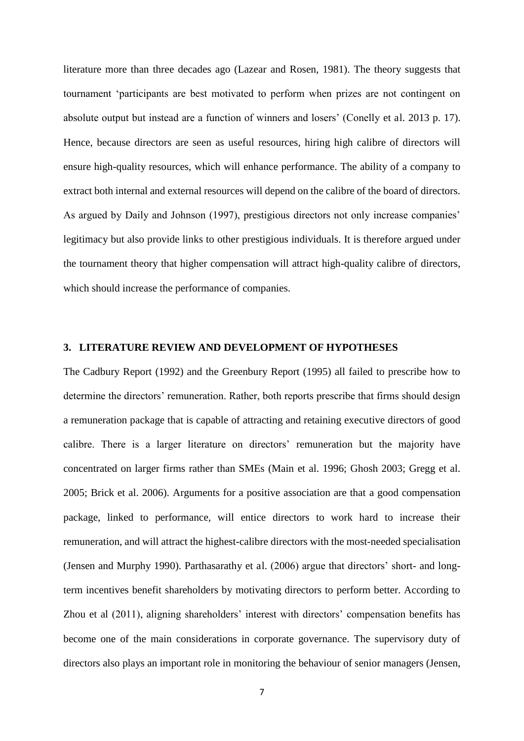literature more than three decades ago (Lazear and Rosen, 1981). The theory suggests that tournament 'participants are best motivated to perform when prizes are not contingent on absolute output but instead are a function of winners and losers' (Conelly et al. 2013 p. 17). Hence, because directors are seen as useful resources, hiring high calibre of directors will ensure high-quality resources, which will enhance performance. The ability of a company to extract both internal and external resources will depend on the calibre of the board of directors. As argued by Daily and Johnson (1997), prestigious directors not only increase companies' legitimacy but also provide links to other prestigious individuals. It is therefore argued under the tournament theory that higher compensation will attract high-quality calibre of directors, which should increase the performance of companies.

## 3. LITERATURE REVIEW AND DEVELOPMENT OF HYPOTHESES

The Cadbury Report (1992) and the Greenbury Report (1995) all failed to prescribe how to determine the directors' remuneration. Rather, both reports prescribe that firms should design a remuneration package that is capable of attracting and retaining executive directors of good calibre. There is a larger literature on directors' remuneration but the majority have concentrated on larger firms rather than SMEs (Main et al. 1996; Ghosh 2003; Gregg et al. 2005; Brick et al. 2006). Arguments for a positive association are that a good compensation package, linked to performance, will entice directors to work hard to increase their remuneration, and will attract the highest-calibre directors with the most-needed specialisation (Jensen and Murphy 1990). Parthasarathy et al. (2006) argue that directors' short- and long-term incentives benefit shareholders by motivating directors to perform better. According to Zhou et al (2011), aligning shareholders' interest with directors' compensation benefits has become one of the main considerations in corporate governance. The supervisory duty of directors also plays an important role in monitoring the behaviour of senior managers (Jensen,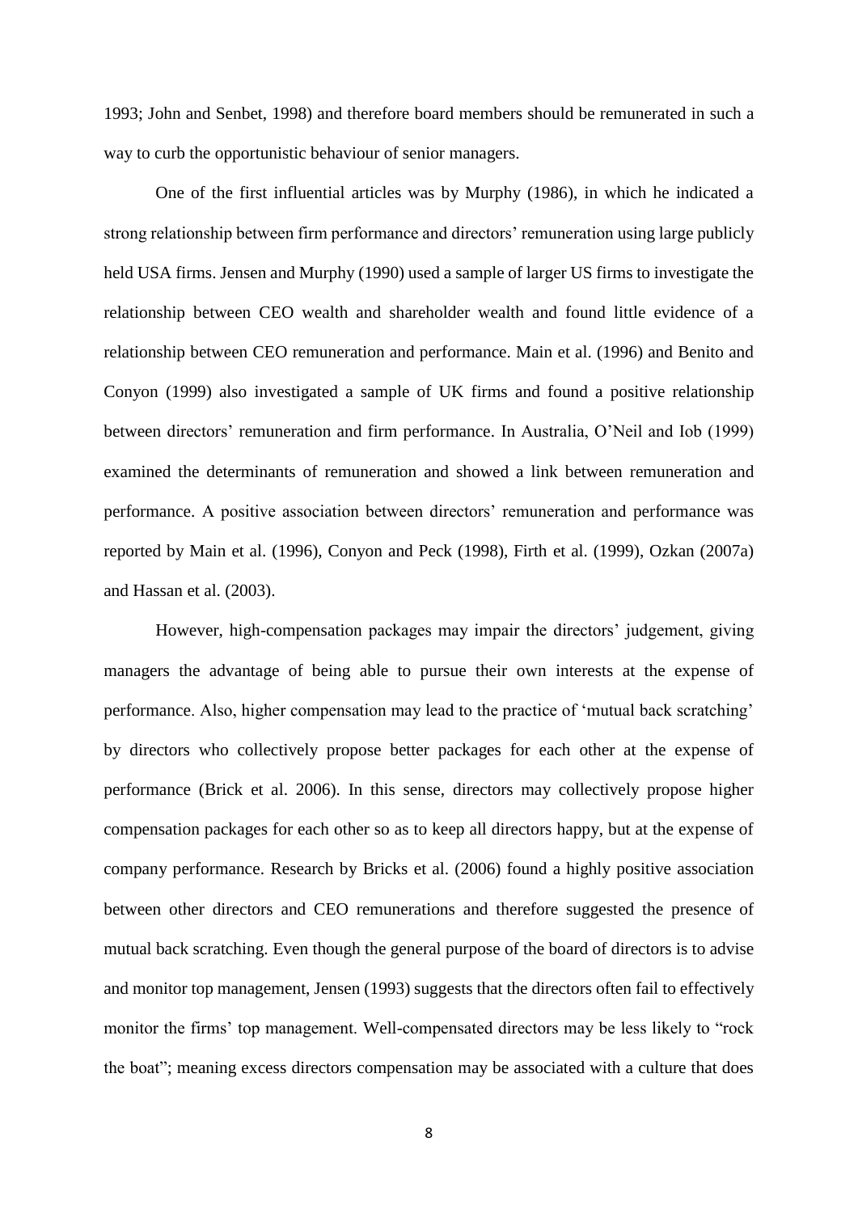1993; John and Senbet, 1998) and therefore board members should be remunerated in such a way to curb the opportunistic behaviour of senior managers.

One of the first influential articles was by Murphy (1986), in which he indicated a strong relationship between firm performance and directors' remuneration using large publicly held USA firms. Jensen and Murphy (1990) used a sample of larger US firms to investigate the relationship between CEO wealth and shareholder wealth and found little evidence of a relationship between CEO remuneration and performance. Main et al. (1996) and Benito and Conyon (1999) also investigated a sample of UK firms and found a positive relationship between directors' remuneration and firm performance. In Australia, O'Neil and Iob (1999) examined the determinants of remuneration and showed a link between remuneration and performance. A positive association between directors' remuneration and performance was reported by Main et al. (1996), Conyon and Peck (1998), Firth et al. (1999), Ozkan (2007a) and Hassan et al. (2003).

However, high-compensation packages may impair the directors' judgement, giving managers the advantage of being able to pursue their own interests at the expense of performance. Also, higher compensation may lead to the practice of 'mutual back scratching' by directors who collectively propose better packages for each other at the expense of performance (Brick et al. 2006). In this sense, directors may collectively propose higher compensation packages for each other so as to keep all directors happy, but at the expense of company performance. Research by Bricks et al. (2006) found a highly positive association between other directors and CEO remunerations and therefore suggested the presence of mutual back scratching. Even though the general purpose of the board of directors is to advise and monitor top management, Jensen (1993) suggests that the directors often fail to effectively monitor the firms' top management. Well-compensated directors may be less likely to "rock the boat"; meaning excess directors compensation may be associated with a culture that does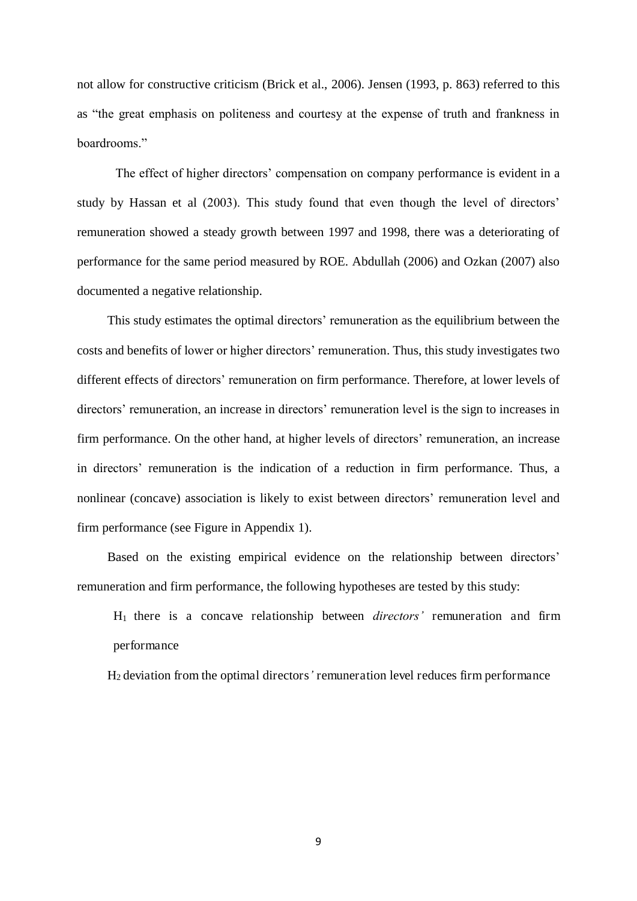not allow for constructive criticism (Brick et al., 2006). Jensen (1993, p. 863) referred to this as "the great emphasis on politeness and courtesy at the expense of truth and frankness in boardrooms."

The effect of higher directors' compensation on company performance is evident in a study by Hassan et al (2003). This study found that even though the level of directors' remuneration showed a steady growth between 1997 and 1998, there was a deteriorating of performance for the same period measured by ROE. Abdullah (2006) and Ozkan (2007) also documented a negative relationship.

This study estimates the optimal directors' remuneration as the equilibrium between the costs and benefits of lower or higher directors' remuneration. Thus, this study investigates two different effects of directors' remuneration on firm performance. Therefore, at lower levels of directors' remuneration, an increase in directors' remuneration level is the sign to increases in firm performance. On the other hand, at higher levels of directors' remuneration, an increase in directors' remuneration is the indication of a reduction in firm performance. Thus, a nonlinear (concave) association is likely to exist between directors' remuneration level and firm performance (see Figure in Appendix 1).

Based on the existing empirical evidence on the relationship between directors' remuneration and firm performance, the following hypotheses are tested by this study:

$H_1$ there is a concave relationship between *directors'* remuneration and firm performance

$H_2$ deviation from the optimal directors' remuneration level reduces firm performance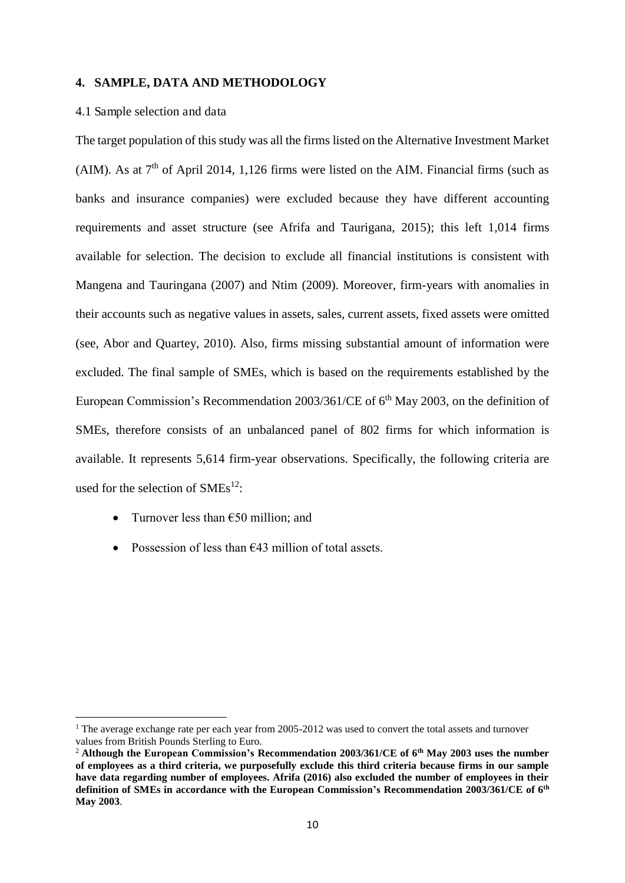## 4. SAMPLE, DATA AND METHODOLOGY

### 4.1 Sample selection and data

The target population of this study was all the firms listed on the Alternative Investment Market (AIM). As at 7th of April 2014, 1,126 firms were listed on the AIM. Financial firms (such as banks and insurance companies) were excluded because they have different accounting requirements and asset structure (see Afrifa and Taurigana, 2015); this left 1,014 firms available for selection. The decision to exclude all financial institutions is consistent with Mangena and Tauringana (2007) and Ntim (2009). Moreover, firm-years with anomalies in their accounts such as negative values in assets, sales, current assets, fixed assets were omitted (see, Abor and Quartey, 2010). Also, firms missing substantial amount of information were excluded. The final sample of SMEs, which is based on the requirements established by the European Commission's Recommendation 2003/361/CE of 6th May 2003, on the definition of SMEs, therefore consists of an unbalanced panel of 802 firms for which information is available. It represents 5,614 firm-year observations. Specifically, the following criteria are used for the selection of SMEs[12]:

- Turnover less than €50 million; and
- Possession of less than €43 million of total assets.

---

[1] The average exchange rate per each year from 2005-2012 was used to convert the total assets and turnover values from British Pounds Sterling to Euro.

[2] **Although the European Commission's Recommendation 2003/361/CE of 6th May 2003 uses the number of employees as a third criteria, we purposefully exclude this third criteria because firms in our sample have data regarding number of employees. Afrifa (2016) also excluded the number of employees in their definition of SMEs in accordance with the European Commission's Recommendation 2003/361/CE of 6th May 2003**.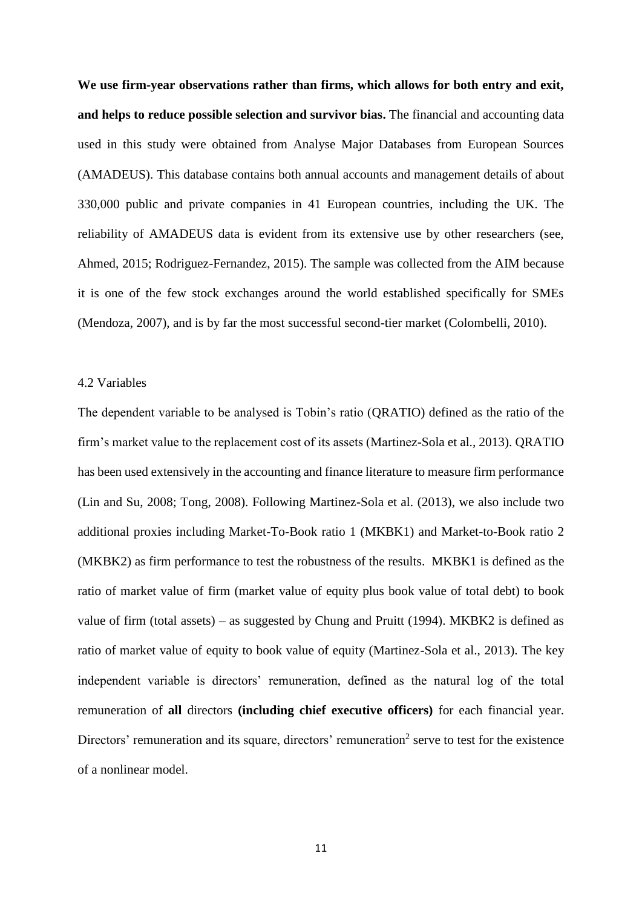**We use firm-year observations rather than firms, which allows for both entry and exit, and helps to reduce possible selection and survivor bias.** The financial and accounting data used in this study were obtained from Analyse Major Databases from European Sources (AMADEUS). This database contains both annual accounts and management details of about 330,000 public and private companies in 41 European countries, including the UK. The reliability of AMADEUS data is evident from its extensive use by other researchers (see, Ahmed, 2015; Rodriguez-Fernandez, 2015). The sample was collected from the AIM because it is one of the few stock exchanges around the world established specifically for SMEs (Mendoza, 2007), and is by far the most successful second-tier market (Colombelli, 2010).

## 4.2 Variables

The dependent variable to be analysed is Tobin's ratio (QRATIO) defined as the ratio of the firm's market value to the replacement cost of its assets (Martinez-Sola et al., 2013). QRATIO has been used extensively in the accounting and finance literature to measure firm performance (Lin and Su, 2008; Tong, 2008). Following Martinez-Sola et al. (2013), we also include two additional proxies including Market-To-Book ratio 1 (MKBK1) and Market-to-Book ratio 2 (MKBK2) as firm performance to test the robustness of the results. MKBK1 is defined as the ratio of market value of firm (market value of equity plus book value of total debt) to book value of firm (total assets) – as suggested by Chung and Pruitt (1994). MKBK2 is defined as ratio of market value of equity to book value of equity (Martinez-Sola et al., 2013). The key independent variable is directors' remuneration, defined as the natural log of the total remuneration of **all** directors **(including chief executive officers)** for each financial year. Directors' remuneration and its square, directors' remuneration$^2$ serve to test for the existence of a nonlinear model.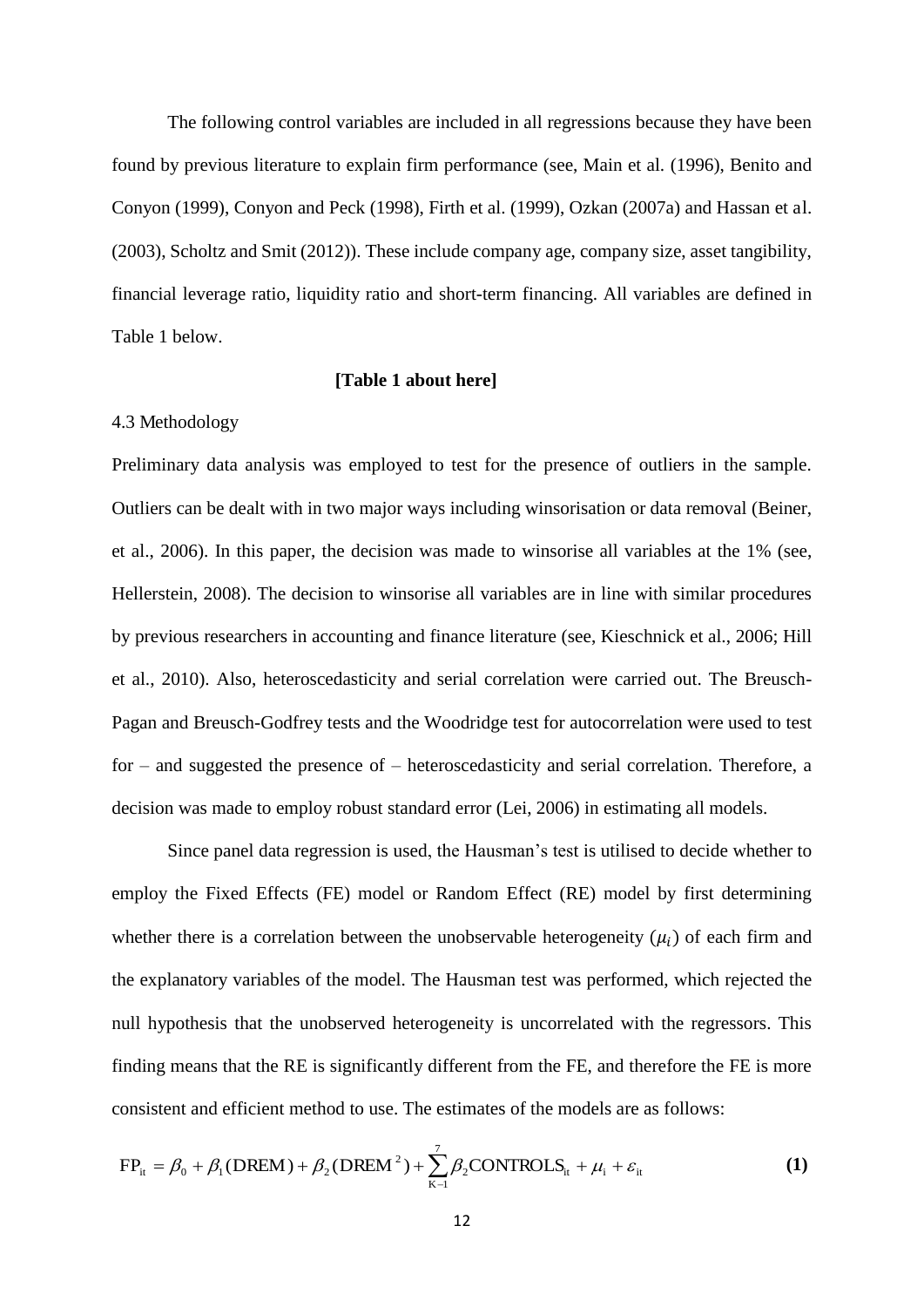The following control variables are included in all regressions because they have been found by previous literature to explain firm performance (see, Main et al. (1996), Benito and Conyon (1999), Conyon and Peck (1998), Firth et al. (1999), Ozkan (2007a) and Hassan et al. (2003), Scholtz and Smit (2012)). These include company age, company size, asset tangibility, financial leverage ratio, liquidity ratio and short-term financing. All variables are defined in Table 1 below.

**[Table 1 about here]**

4.3 Methodology

Preliminary data analysis was employed to test for the presence of outliers in the sample. Outliers can be dealt with in two major ways including winsorisation or data removal (Beiner, et al., 2006). In this paper, the decision was made to winsorise all variables at the 1% (see, Hellerstein, 2008). The decision to winsorise all variables are in line with similar procedures by previous researchers in accounting and finance literature (see, Kieschnick et al., 2006; Hill et al., 2010). Also, heteroscedasticity and serial correlation were carried out. The Breusch-Pagan and Breusch-Godfrey tests and the Woodridge test for autocorrelation were used to test for – and suggested the presence of – heteroscedasticity and serial correlation. Therefore, a decision was made to employ robust standard error (Lei, 2006) in estimating all models.

Since panel data regression is used, the Hausman's test is utilised to decide whether to employ the Fixed Effects (FE) model or Random Effect (RE) model by first determining whether there is a correlation between the unobservable heterogeneity ($\mu_i$) of each firm and the explanatory variables of the model. The Hausman test was performed, which rejected the null hypothesis that the unobserved heterogeneity is uncorrelated with the regressors. This finding means that the RE is significantly different from the FE, and therefore the FE is more consistent and efficient method to use. The estimates of the models are as follows:

$$\mathrm{FP}_{\mathrm{it}} = \beta_0 + \beta_1(\mathrm{DREM}) + \beta_2(\mathrm{DREM}^2) + \sum_{\mathrm{K}-1}^{7} \beta_2 \mathrm{CONTROLS}_{\mathrm{it}} + \mu_{\mathrm{i}} + \varepsilon_{\mathrm{it}} \qquad \textbf{(1)}$$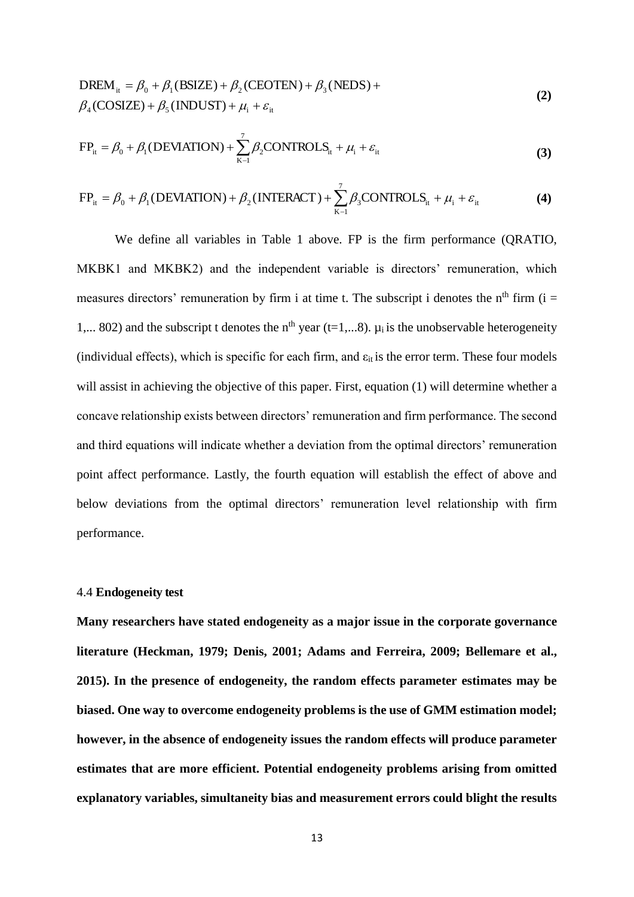$$\text{DREM}_{\text{it}} = \beta_0 + \beta_1(\text{BSIZE}) + \beta_2(\text{CEOTEN}) + \beta_3(\text{NEDS}) + \beta_4(\text{COSIZE}) + \beta_5(\text{INDUST}) + \mu_{\text{i}} + \varepsilon_{\text{it}} \quad \textbf{(2)}$$

$$\text{FP}_{\text{it}} = \beta_0 + \beta_1(\text{DEVIATION}) + \sum_{\text{K}-1}^{7} \beta_2 \text{CONTROLS}_{\text{it}} + \mu_{\text{i}} + \varepsilon_{\text{it}} \quad \textbf{(3)}$$

$$\text{FP}_{\text{it}} = \beta_0 + \beta_1(\text{DEVIATION}) + \beta_2(\text{INTERACT}) + \sum_{\text{K}-1}^{7} \beta_3 \text{CONTROLS}_{\text{it}} + \mu_{\text{i}} + \varepsilon_{\text{it}} \quad \textbf{(4)}$$

We define all variables in Table 1 above. FP is the firm performance (QRATIO, MKBK1 and MKBK2) and the independent variable is directors' remuneration, which measures directors' remuneration by firm i at time t. The subscript i denotes the $n^{th}$ firm (i = 1,... 802) and the subscript t denotes the $n^{th}$ year (t=1,...8). $\mu_i$ is the unobservable heterogeneity (individual effects), which is specific for each firm, and $\varepsilon_{it}$ is the error term. These four models will assist in achieving the objective of this paper. First, equation (1) will determine whether a concave relationship exists between directors' remuneration and firm performance. The second and third equations will indicate whether a deviation from the optimal directors' remuneration point affect performance. Lastly, the fourth equation will establish the effect of above and below deviations from the optimal directors' remuneration level relationship with firm performance.

### 4.4 **Endogeneity test**

**Many researchers have stated endogeneity as a major issue in the corporate governance literature (Heckman, 1979; Denis, 2001; Adams and Ferreira, 2009; Bellemare et al., 2015). In the presence of endogeneity, the random effects parameter estimates may be biased. One way to overcome endogeneity problems is the use of GMM estimation model; however, in the absence of endogeneity issues the random effects will produce parameter estimates that are more efficient. Potential endogeneity problems arising from omitted explanatory variables, simultaneity bias and measurement errors could blight the results**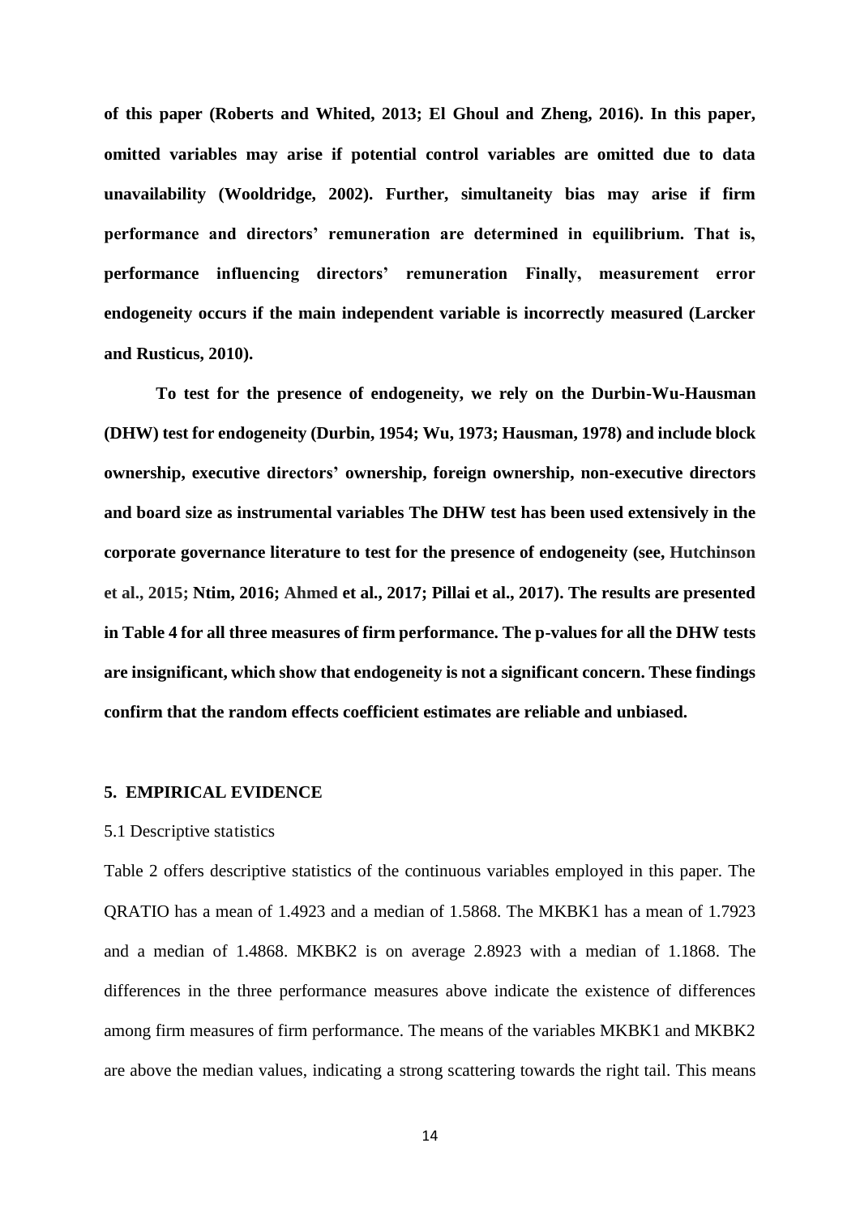**of this paper (Roberts and Whited, 2013; El Ghoul and Zheng, 2016). In this paper, omitted variables may arise if potential control variables are omitted due to data unavailability (Wooldridge, 2002). Further, simultaneity bias may arise if firm performance and directors' remuneration are determined in equilibrium. That is, performance influencing directors' remuneration Finally, measurement error endogeneity occurs if the main independent variable is incorrectly measured (Larcker and Rusticus, 2010).**

**To test for the presence of endogeneity, we rely on the Durbin-Wu-Hausman (DHW) test for endogeneity (Durbin, 1954; Wu, 1973; Hausman, 1978) and include block ownership, executive directors' ownership, foreign ownership, non-executive directors and board size as instrumental variables The DHW test has been used extensively in the corporate governance literature to test for the presence of endogeneity (see, Hutchinson et al., 2015; Ntim, 2016; Ahmed et al., 2017; Pillai et al., 2017). The results are presented in Table 4 for all three measures of firm performance. The p-values for all the DHW tests are insignificant, which show that endogeneity is not a significant concern. These findings confirm that the random effects coefficient estimates are reliable and unbiased.**

## 5. EMPIRICAL EVIDENCE

### 5.1 Descriptive statistics

Table 2 offers descriptive statistics of the continuous variables employed in this paper. The QRATIO has a mean of 1.4923 and a median of 1.5868. The MKBK1 has a mean of 1.7923 and a median of 1.4868. MKBK2 is on average 2.8923 with a median of 1.1868. The differences in the three performance measures above indicate the existence of differences among firm measures of firm performance. The means of the variables MKBK1 and MKBK2 are above the median values, indicating a strong scattering towards the right tail. This means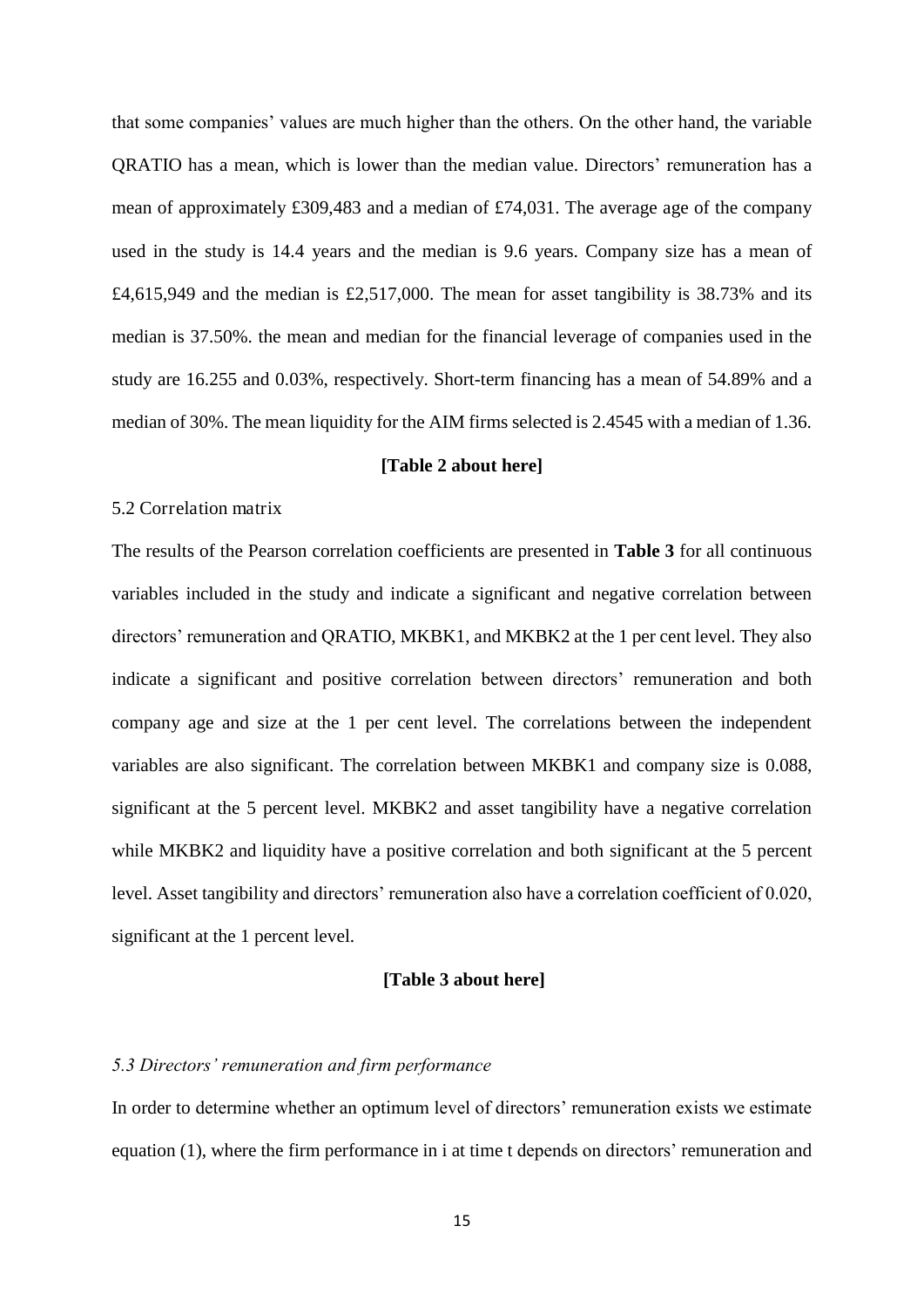that some companies' values are much higher than the others. On the other hand, the variable QRATIO has a mean, which is lower than the median value. Directors' remuneration has a mean of approximately £309,483 and a median of £74,031. The average age of the company used in the study is 14.4 years and the median is 9.6 years. Company size has a mean of £4,615,949 and the median is £2,517,000. The mean for asset tangibility is 38.73% and its median is 37.50%. the mean and median for the financial leverage of companies used in the study are 16.255 and 0.03%, respectively. Short-term financing has a mean of 54.89% and a median of 30%. The mean liquidity for the AIM firms selected is 2.4545 with a median of 1.36.

**[Table 2 about here]**

5.2 Correlation matrix

The results of the Pearson correlation coefficients are presented in **Table 3** for all continuous variables included in the study and indicate a significant and negative correlation between directors' remuneration and QRATIO, MKBK1, and MKBK2 at the 1 per cent level. They also indicate a significant and positive correlation between directors' remuneration and both company age and size at the 1 per cent level. The correlations between the independent variables are also significant. The correlation between MKBK1 and company size is 0.088, significant at the 5 percent level. MKBK2 and asset tangibility have a negative correlation while MKBK2 and liquidity have a positive correlation and both significant at the 5 percent level. Asset tangibility and directors' remuneration also have a correlation coefficient of 0.020, significant at the 1 percent level.

**[Table 3 about here]**

*5.3 Directors' remuneration and firm performance*

In order to determine whether an optimum level of directors' remuneration exists we estimate equation (1), where the firm performance in i at time t depends on directors' remuneration and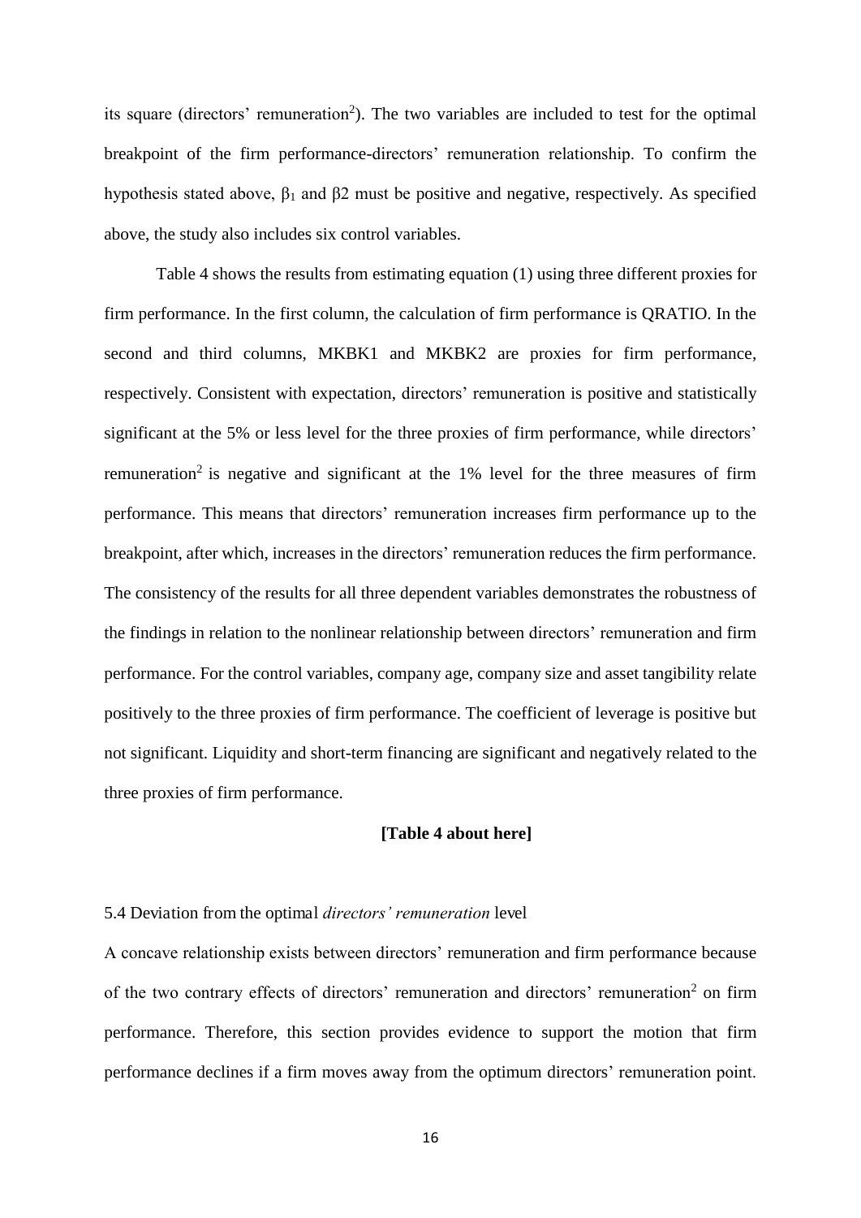its square (directors' remuneration$^2$). The two variables are included to test for the optimal breakpoint of the firm performance-directors' remuneration relationship. To confirm the hypothesis stated above, $\beta_1$ and $\beta 2$ must be positive and negative, respectively. As specified above, the study also includes six control variables.

Table 4 shows the results from estimating equation (1) using three different proxies for firm performance. In the first column, the calculation of firm performance is QRATIO. In the second and third columns, MKBK1 and MKBK2 are proxies for firm performance, respectively. Consistent with expectation, directors' remuneration is positive and statistically significant at the 5% or less level for the three proxies of firm performance, while directors' remuneration$^2$ is negative and significant at the 1% level for the three measures of firm performance. This means that directors' remuneration increases firm performance up to the breakpoint, after which, increases in the directors' remuneration reduces the firm performance. The consistency of the results for all three dependent variables demonstrates the robustness of the findings in relation to the nonlinear relationship between directors' remuneration and firm performance. For the control variables, company age, company size and asset tangibility relate positively to the three proxies of firm performance. The coefficient of leverage is positive but not significant. Liquidity and short-term financing are significant and negatively related to the three proxies of firm performance.

**[Table 4 about here]**

5.4 Deviation from the optimal *directors' remuneration* level

A concave relationship exists between directors' remuneration and firm performance because of the two contrary effects of directors' remuneration and directors' remuneration$^2$ on firm performance. Therefore, this section provides evidence to support the motion that firm performance declines if a firm moves away from the optimum directors' remuneration point.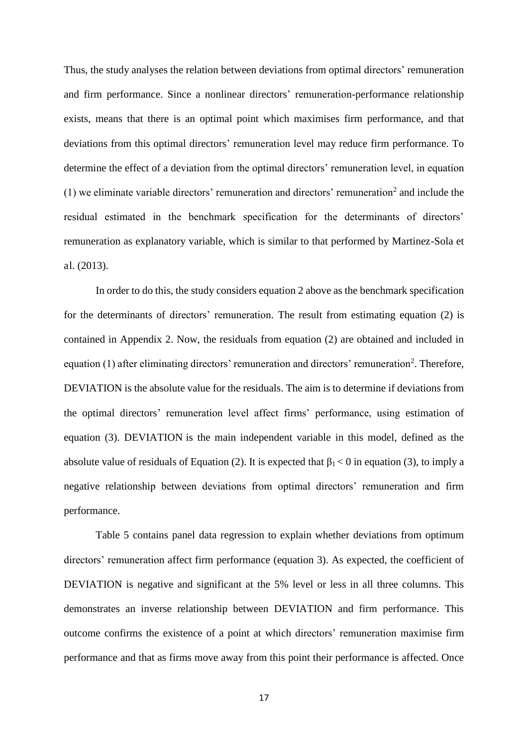Thus, the study analyses the relation between deviations from optimal directors' remuneration and firm performance. Since a nonlinear directors' remuneration-performance relationship exists, means that there is an optimal point which maximises firm performance, and that deviations from this optimal directors' remuneration level may reduce firm performance. To determine the effect of a deviation from the optimal directors' remuneration level, in equation (1) we eliminate variable directors' remuneration and directors' remuneration$^2$ and include the residual estimated in the benchmark specification for the determinants of directors' remuneration as explanatory variable, which is similar to that performed by Martinez-Sola et al. (2013).

In order to do this, the study considers equation 2 above as the benchmark specification for the determinants of directors' remuneration. The result from estimating equation (2) is contained in Appendix 2. Now, the residuals from equation (2) are obtained and included in equation (1) after eliminating directors' remuneration and directors' remuneration$^2$. Therefore, DEVIATION is the absolute value for the residuals. The aim is to determine if deviations from the optimal directors' remuneration level affect firms' performance, using estimation of equation (3). DEVIATION is the main independent variable in this model, defined as the absolute value of residuals of Equation (2). It is expected that $\beta_1 < 0$ in equation (3), to imply a negative relationship between deviations from optimal directors' remuneration and firm performance.

Table 5 contains panel data regression to explain whether deviations from optimum directors' remuneration affect firm performance (equation 3). As expected, the coefficient of DEVIATION is negative and significant at the 5% level or less in all three columns. This demonstrates an inverse relationship between DEVIATION and firm performance. This outcome confirms the existence of a point at which directors' remuneration maximise firm performance and that as firms move away from this point their performance is affected. Once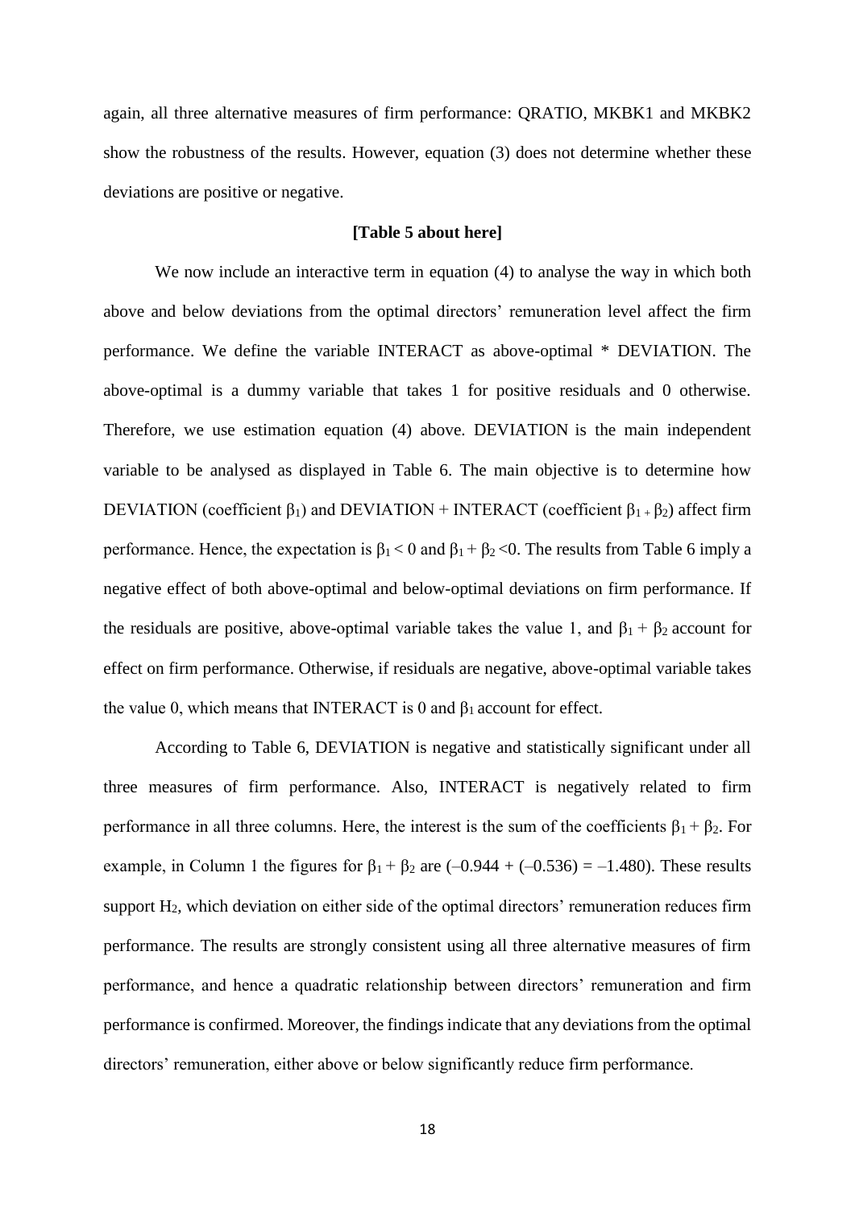again, all three alternative measures of firm performance: QRATIO, MKBK1 and MKBK2 show the robustness of the results. However, equation (3) does not determine whether these deviations are positive or negative.

**[Table 5 about here]**

We now include an interactive term in equation (4) to analyse the way in which both above and below deviations from the optimal directors' remuneration level affect the firm performance. We define the variable INTERACT as above-optimal * DEVIATION. The above-optimal is a dummy variable that takes 1 for positive residuals and 0 otherwise. Therefore, we use estimation equation (4) above. DEVIATION is the main independent variable to be analysed as displayed in Table 6. The main objective is to determine how DEVIATION (coefficient $\beta_1$) and DEVIATION + INTERACT (coefficient $\beta_{1+}\beta_2$) affect firm performance. Hence, the expectation is $\beta_1 < 0$ and $\beta_1 + \beta_2 < 0$. The results from Table 6 imply a negative effect of both above-optimal and below-optimal deviations on firm performance. If the residuals are positive, above-optimal variable takes the value 1, and $\beta_1 + \beta_2$ account for effect on firm performance. Otherwise, if residuals are negative, above-optimal variable takes the value 0, which means that INTERACT is 0 and $\beta_1$ account for effect.

According to Table 6, DEVIATION is negative and statistically significant under all three measures of firm performance. Also, INTERACT is negatively related to firm performance in all three columns. Here, the interest is the sum of the coefficients $\beta_1 + \beta_2$. For example, in Column 1 the figures for $\beta_1 + \beta_2$ are $(–0.944 + (–0.536) = –1.480)$. These results support $H_2$, which deviation on either side of the optimal directors' remuneration reduces firm performance. The results are strongly consistent using all three alternative measures of firm performance, and hence a quadratic relationship between directors' remuneration and firm performance is confirmed. Moreover, the findings indicate that any deviations from the optimal directors' remuneration, either above or below significantly reduce firm performance.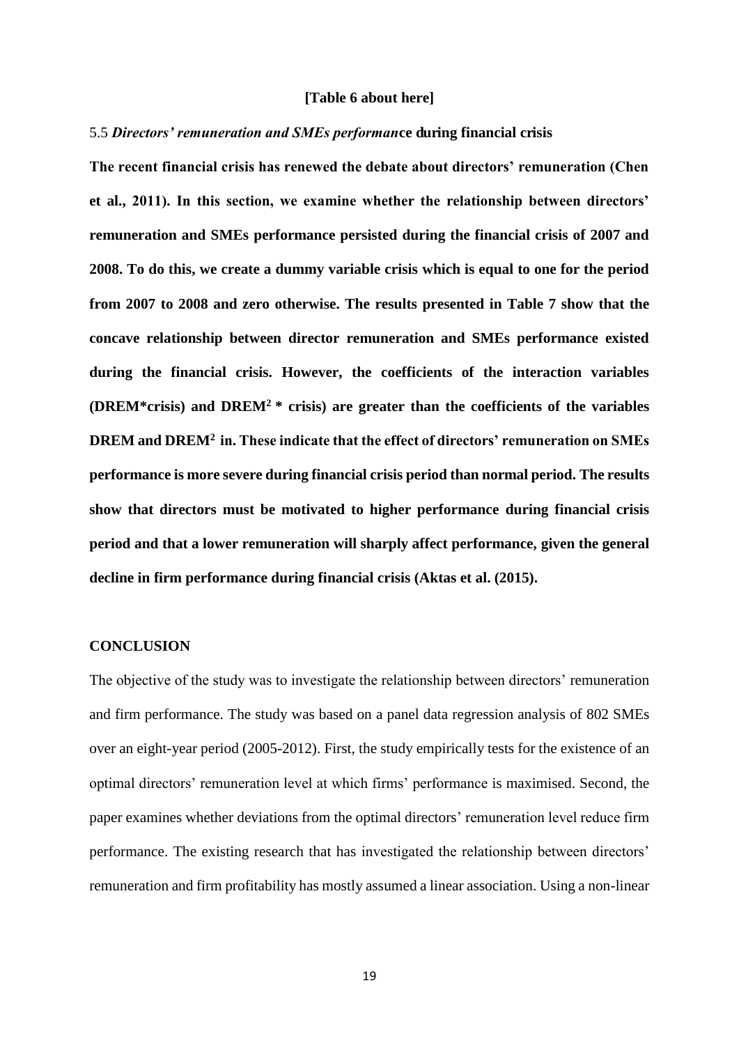**[Table 6 about here]**

5.5 ***Directors' remuneration and SMEs performan*ce during financial crisis**

**The recent financial crisis has renewed the debate about directors' remuneration (Chen et al., 2011). In this section, we examine whether the relationship between directors' remuneration and SMEs performance persisted during the financial crisis of 2007 and 2008. To do this, we create a dummy variable crisis which is equal to one for the period from 2007 to 2008 and zero otherwise. The results presented in Table 7 show that the concave relationship between director remuneration and SMEs performance existed during the financial crisis. However, the coefficients of the interaction variables (DREM*crisis) and DREM$^2$ * crisis) are greater than the coefficients of the variables DREM and DREM$^2$ in. These indicate that the effect of directors' remuneration on SMEs performance is more severe during financial crisis period than normal period. The results show that directors must be motivated to higher performance during financial crisis period and that a lower remuneration will sharply affect performance, given the general decline in firm performance during financial crisis (Aktas et al. (2015).**

## CONCLUSION

The objective of the study was to investigate the relationship between directors' remuneration and firm performance. The study was based on a panel data regression analysis of 802 SMEs over an eight-year period (2005-2012). First, the study empirically tests for the existence of an optimal directors' remuneration level at which firms' performance is maximised. Second, the paper examines whether deviations from the optimal directors' remuneration level reduce firm performance. The existing research that has investigated the relationship between directors' remuneration and firm profitability has mostly assumed a linear association. Using a non-linear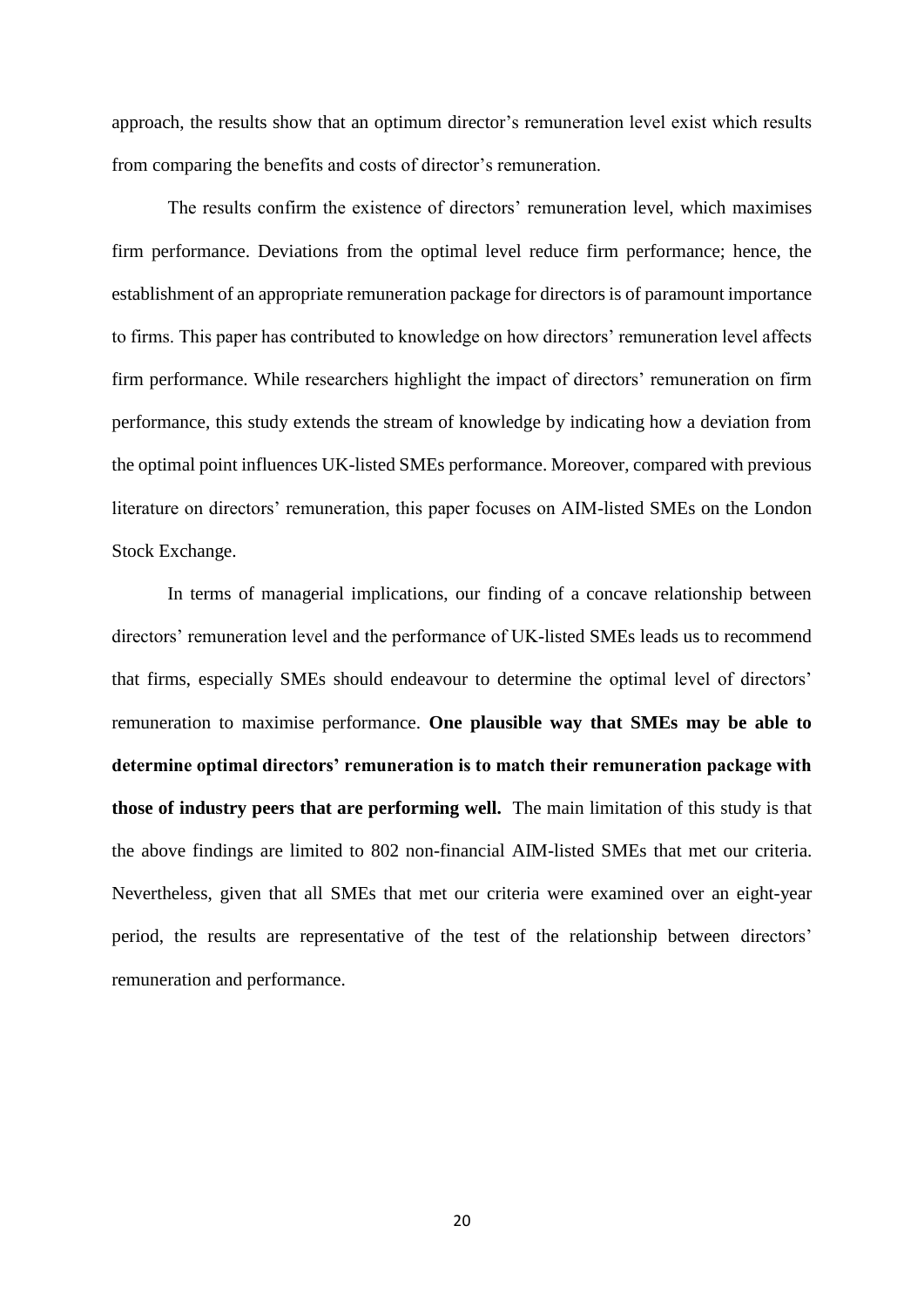approach, the results show that an optimum director's remuneration level exist which results from comparing the benefits and costs of director's remuneration.

The results confirm the existence of directors' remuneration level, which maximises firm performance. Deviations from the optimal level reduce firm performance; hence, the establishment of an appropriate remuneration package for directors is of paramount importance to firms. This paper has contributed to knowledge on how directors' remuneration level affects firm performance. While researchers highlight the impact of directors' remuneration on firm performance, this study extends the stream of knowledge by indicating how a deviation from the optimal point influences UK-listed SMEs performance. Moreover, compared with previous literature on directors' remuneration, this paper focuses on AIM-listed SMEs on the London Stock Exchange.

In terms of managerial implications, our finding of a concave relationship between directors' remuneration level and the performance of UK-listed SMEs leads us to recommend that firms, especially SMEs should endeavour to determine the optimal level of directors' remuneration to maximise performance. **One plausible way that SMEs may be able to determine optimal directors' remuneration is to match their remuneration package with those of industry peers that are performing well.** The main limitation of this study is that the above findings are limited to 802 non-financial AIM-listed SMEs that met our criteria. Nevertheless, given that all SMEs that met our criteria were examined over an eight-year period, the results are representative of the test of the relationship between directors' remuneration and performance.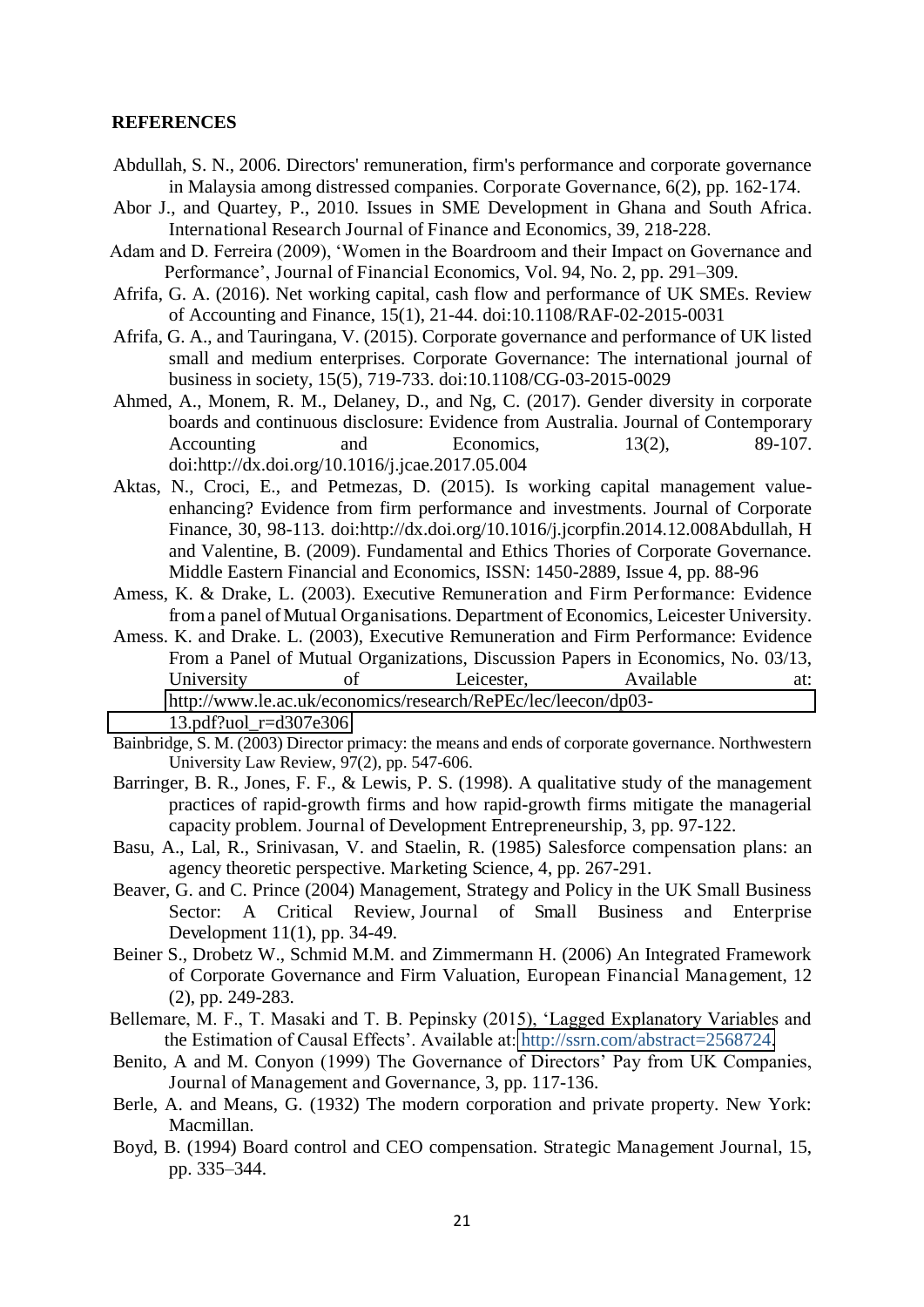**REFERENCES**

Abdullah, S. N., 2006. Directors' remuneration, firm's performance and corporate governance in Malaysia among distressed companies. Corporate Governance, 6(2), pp. 162-174.

Abor J., and Quartey, P., 2010. Issues in SME Development in Ghana and South Africa. International Research Journal of Finance and Economics, 39, 218-228.

Adam and D. Ferreira (2009), 'Women in the Boardroom and their Impact on Governance and Performance', Journal of Financial Economics, Vol. 94, No. 2, pp. 291–309.

Afrifa, G. A. (2016). Net working capital, cash flow and performance of UK SMEs. Review of Accounting and Finance, 15(1), 21-44. doi:10.1108/RAF-02-2015-0031

Afrifa, G. A., and Tauringana, V. (2015). Corporate governance and performance of UK listed small and medium enterprises. Corporate Governance: The international journal of business in society, 15(5), 719-733. doi:10.1108/CG-03-2015-0029

Ahmed, A., Monem, R. M., Delaney, D., and Ng, C. (2017). Gender diversity in corporate boards and continuous disclosure: Evidence from Australia. Journal of Contemporary Accounting and Economics, 13(2), 89-107. doi:http://dx.doi.org/10.1016/j.jcae.2017.05.004

Aktas, N., Croci, E., and Petmezas, D. (2015). Is working capital management value-enhancing? Evidence from firm performance and investments. Journal of Corporate Finance, 30, 98-113. doi:http://dx.doi.org/10.1016/j.jcorpfin.2014.12.008Abdullah, H and Valentine, B. (2009). Fundamental and Ethics Thories of Corporate Governance. Middle Eastern Financial and Economics, ISSN: 1450-2889, Issue 4, pp. 88-96

Amess, K. & Drake, L. (2003). Executive Remuneration and Firm Performance: Evidence from a panel of Mutual Organisations. Department of Economics, Leicester University.

Amess. K. and Drake. L. (2003), Executive Remuneration and Firm Performance: Evidence From a Panel of Mutual Organizations, Discussion Papers in Economics, No. 03/13, University of Leicester, Available at: http://www.le.ac.uk/economics/research/RePEc/lec/leecon/dp03-13.pdf?uol_r=d307e306

Bainbridge, S. M. (2003) Director primacy: the means and ends of corporate governance. Northwestern University Law Review, 97(2), pp. 547-606.

Barringer, B. R., Jones, F. F., & Lewis, P. S. (1998). A qualitative study of the management practices of rapid-growth firms and how rapid-growth firms mitigate the managerial capacity problem. Journal of Development Entrepreneurship, 3, pp. 97-122.

Basu, A., Lal, R., Srinivasan, V. and Staelin, R. (1985) Salesforce compensation plans: an agency theoretic perspective. Marketing Science, 4, pp. 267-291.

Beaver, G. and C. Prince (2004) Management, Strategy and Policy in the UK Small Business Sector: A Critical Review, Journal of Small Business and Enterprise Development 11(1), pp. 34-49.

Beiner S., Drobetz W., Schmid M.M. and Zimmermann H. (2006) An Integrated Framework of Corporate Governance and Firm Valuation, European Financial Management, 12 (2), pp. 249-283.

Bellemare, M. F., T. Masaki and T. B. Pepinsky (2015), 'Lagged Explanatory Variables and the Estimation of Causal Effects'. Available at: http://ssrn.com/abstract=2568724.

Benito, A and M. Conyon (1999) The Governance of Directors' Pay from UK Companies, Journal of Management and Governance, 3, pp. 117-136.

Berle, A. and Means, G. (1932) The modern corporation and private property. New York: Macmillan.

Boyd, B. (1994) Board control and CEO compensation. Strategic Management Journal, 15, pp. 335–344.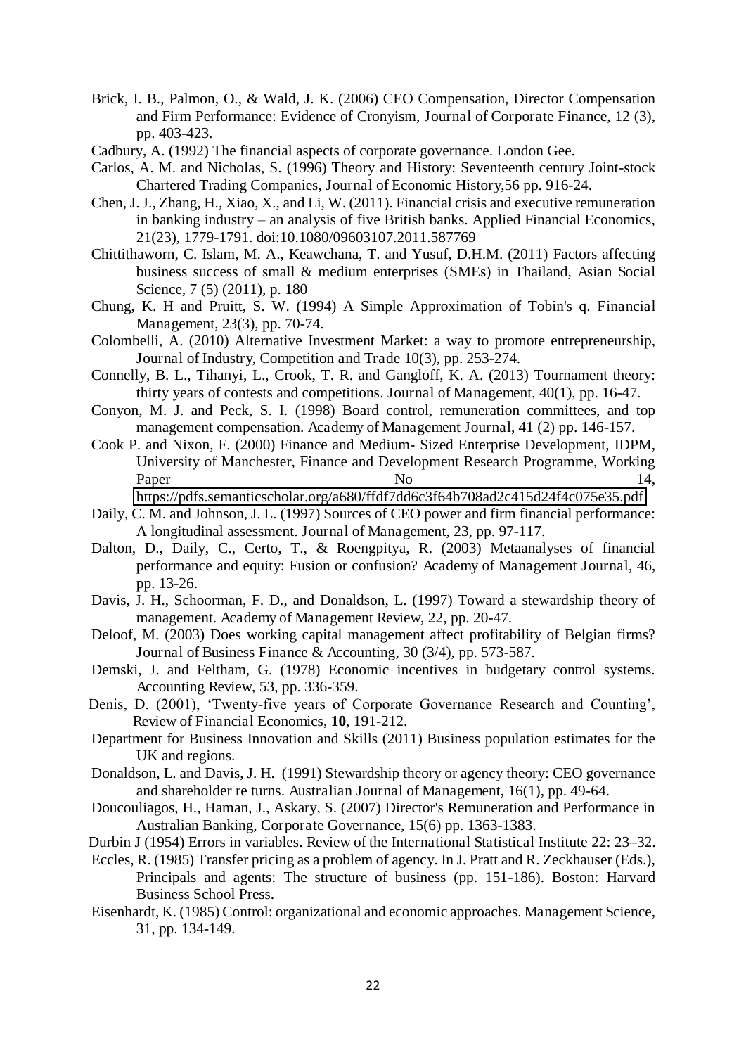Brick, I. B., Palmon, O., & Wald, J. K. (2006) CEO Compensation, Director Compensation and Firm Performance: Evidence of Cronyism, Journal of Corporate Finance, 12 (3), pp. 403-423.

Cadbury, A. (1992) The financial aspects of corporate governance. London Gee.

Carlos, A. M. and Nicholas, S. (1996) Theory and History: Seventeenth century Joint-stock Chartered Trading Companies, Journal of Economic History,56 pp. 916-24.

Chen, J. J., Zhang, H., Xiao, X., and Li, W. (2011). Financial crisis and executive remuneration in banking industry – an analysis of five British banks. Applied Financial Economics, 21(23), 1779-1791. doi:10.1080/09603107.2011.587769

Chittithaworn, C. Islam, M. A., Keawchana, T. and Yusuf, D.H.M. (2011) Factors affecting business success of small & medium enterprises (SMEs) in Thailand, Asian Social Science, 7 (5) (2011), p. 180

Chung, K. H and Pruitt, S. W. (1994) A Simple Approximation of Tobin's q. Financial Management, 23(3), pp. 70-74.

Colombelli, A. (2010) Alternative Investment Market: a way to promote entrepreneurship, Journal of Industry, Competition and Trade 10(3), pp. 253-274.

Connelly, B. L., Tihanyi, L., Crook, T. R. and Gangloff, K. A. (2013) Tournament theory: thirty years of contests and competitions. Journal of Management, 40(1), pp. 16-47.

Conyon, M. J. and Peck, S. I. (1998) Board control, remuneration committees, and top management compensation. Academy of Management Journal, 41 (2) pp. 146-157.

Cook P. and Nixon, F. (2000) Finance and Medium- Sized Enterprise Development, IDPM, University of Manchester, Finance and Development Research Programme, Working Paper No 14, https://pdfs.semanticscholar.org/a680/ffdf7dd6c3f64b708ad2c415d24f4c075e35.pdf

Daily, C. M. and Johnson, J. L. (1997) Sources of CEO power and firm financial performance: A longitudinal assessment. Journal of Management, 23, pp. 97-117.

Dalton, D., Daily, C., Certo, T., & Roengpitya, R. (2003) Metaanalyses of financial performance and equity: Fusion or confusion? Academy of Management Journal, 46, pp. 13-26.

Davis, J. H., Schoorman, F. D., and Donaldson, L. (1997) Toward a stewardship theory of management. Academy of Management Review, 22, pp. 20-47.

Deloof, M. (2003) Does working capital management affect profitability of Belgian firms? Journal of Business Finance & Accounting, 30 (3/4), pp. 573-587.

Demski, J. and Feltham, G. (1978) Economic incentives in budgetary control systems. Accounting Review, 53, pp. 336-359.

Denis, D. (2001), 'Twenty-five years of Corporate Governance Research and Counting', Review of Financial Economics, **10**, 191-212.

Department for Business Innovation and Skills (2011) Business population estimates for the UK and regions.

Donaldson, L. and Davis, J. H. (1991) Stewardship theory or agency theory: CEO governance and shareholder re turns. Australian Journal of Management, 16(1), pp. 49-64.

Doucouliagos, H., Haman, J., Askary, S. (2007) Director's Remuneration and Performance in Australian Banking, Corporate Governance, 15(6) pp. 1363-1383.

Durbin J (1954) Errors in variables. Review of the International Statistical Institute 22: 23–32.

Eccles, R. (1985) Transfer pricing as a problem of agency. In J. Pratt and R. Zeckhauser (Eds.), Principals and agents: The structure of business (pp. 151-186). Boston: Harvard Business School Press.

Eisenhardt, K. (1985) Control: organizational and economic approaches. Management Science, 31, pp. 134-149.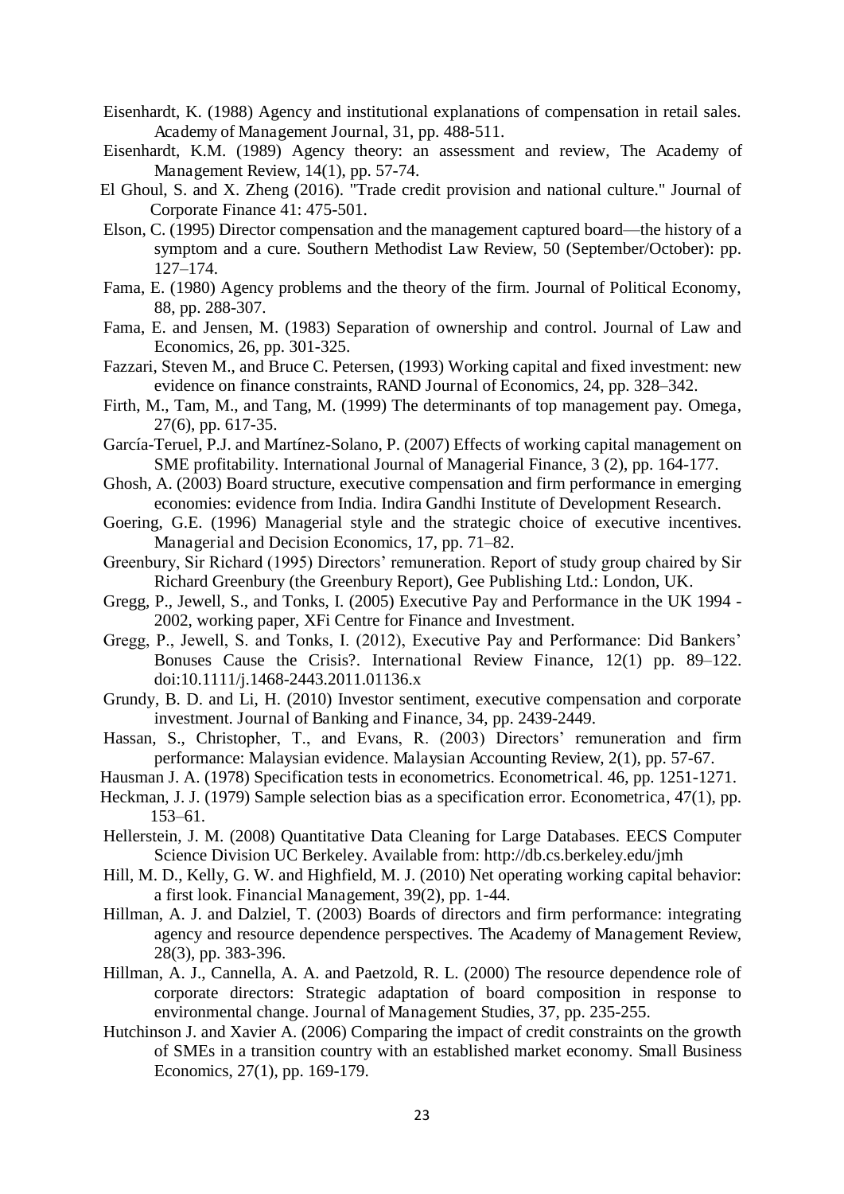Eisenhardt, K. (1988) Agency and institutional explanations of compensation in retail sales. Academy of Management Journal, 31, pp. 488-511.

Eisenhardt, K.M. (1989) Agency theory: an assessment and review, The Academy of Management Review, 14(1), pp. 57-74.

El Ghoul, S. and X. Zheng (2016). "Trade credit provision and national culture." Journal of Corporate Finance 41: 475-501.

Elson, C. (1995) Director compensation and the management captured board—the history of a symptom and a cure. Southern Methodist Law Review, 50 (September/October): pp. 127–174.

Fama, E. (1980) Agency problems and the theory of the firm. Journal of Political Economy, 88, pp. 288-307.

Fama, E. and Jensen, M. (1983) Separation of ownership and control. Journal of Law and Economics, 26, pp. 301-325.

Fazzari, Steven M., and Bruce C. Petersen, (1993) Working capital and fixed investment: new evidence on finance constraints, RAND Journal of Economics, 24, pp. 328–342.

Firth, M., Tam, M., and Tang, M. (1999) The determinants of top management pay. Omega, 27(6), pp. 617-35.

García-Teruel, P.J. and Martínez-Solano, P. (2007) Effects of working capital management on SME profitability. International Journal of Managerial Finance, 3 (2), pp. 164-177.

Ghosh, A. (2003) Board structure, executive compensation and firm performance in emerging economies: evidence from India. Indira Gandhi Institute of Development Research.

Goering, G.E. (1996) Managerial style and the strategic choice of executive incentives. Managerial and Decision Economics, 17, pp. 71–82.

Greenbury, Sir Richard (1995) Directors' remuneration. Report of study group chaired by Sir Richard Greenbury (the Greenbury Report), Gee Publishing Ltd.: London, UK.

Gregg, P., Jewell, S., and Tonks, I. (2005) Executive Pay and Performance in the UK 1994 - 2002, working paper, XFi Centre for Finance and Investment.

Gregg, P., Jewell, S. and Tonks, I. (2012), Executive Pay and Performance: Did Bankers' Bonuses Cause the Crisis?. International Review Finance, 12(1) pp. 89–122. doi:10.1111/j.1468-2443.2011.01136.x

Grundy, B. D. and Li, H. (2010) Investor sentiment, executive compensation and corporate investment. Journal of Banking and Finance, 34, pp. 2439-2449.

Hassan, S., Christopher, T., and Evans, R. (2003) Directors' remuneration and firm performance: Malaysian evidence. Malaysian Accounting Review, 2(1), pp. 57-67.

Hausman J. A. (1978) Specification tests in econometrics. Econometrical. 46, pp. 1251-1271.

Heckman, J. J. (1979) Sample selection bias as a specification error. Econometrica, 47(1), pp. 153–61.

Hellerstein, J. M. (2008) Quantitative Data Cleaning for Large Databases. EECS Computer Science Division UC Berkeley. Available from: http://db.cs.berkeley.edu/jmh

Hill, M. D., Kelly, G. W. and Highfield, M. J. (2010) Net operating working capital behavior: a first look. Financial Management, 39(2), pp. 1-44.

Hillman, A. J. and Dalziel, T. (2003) Boards of directors and firm performance: integrating agency and resource dependence perspectives. The Academy of Management Review, 28(3), pp. 383-396.

Hillman, A. J., Cannella, A. A. and Paetzold, R. L. (2000) The resource dependence role of corporate directors: Strategic adaptation of board composition in response to environmental change. Journal of Management Studies, 37, pp. 235-255.

Hutchinson J. and Xavier A. (2006) Comparing the impact of credit constraints on the growth of SMEs in a transition country with an established market economy. Small Business Economics, 27(1), pp. 169-179.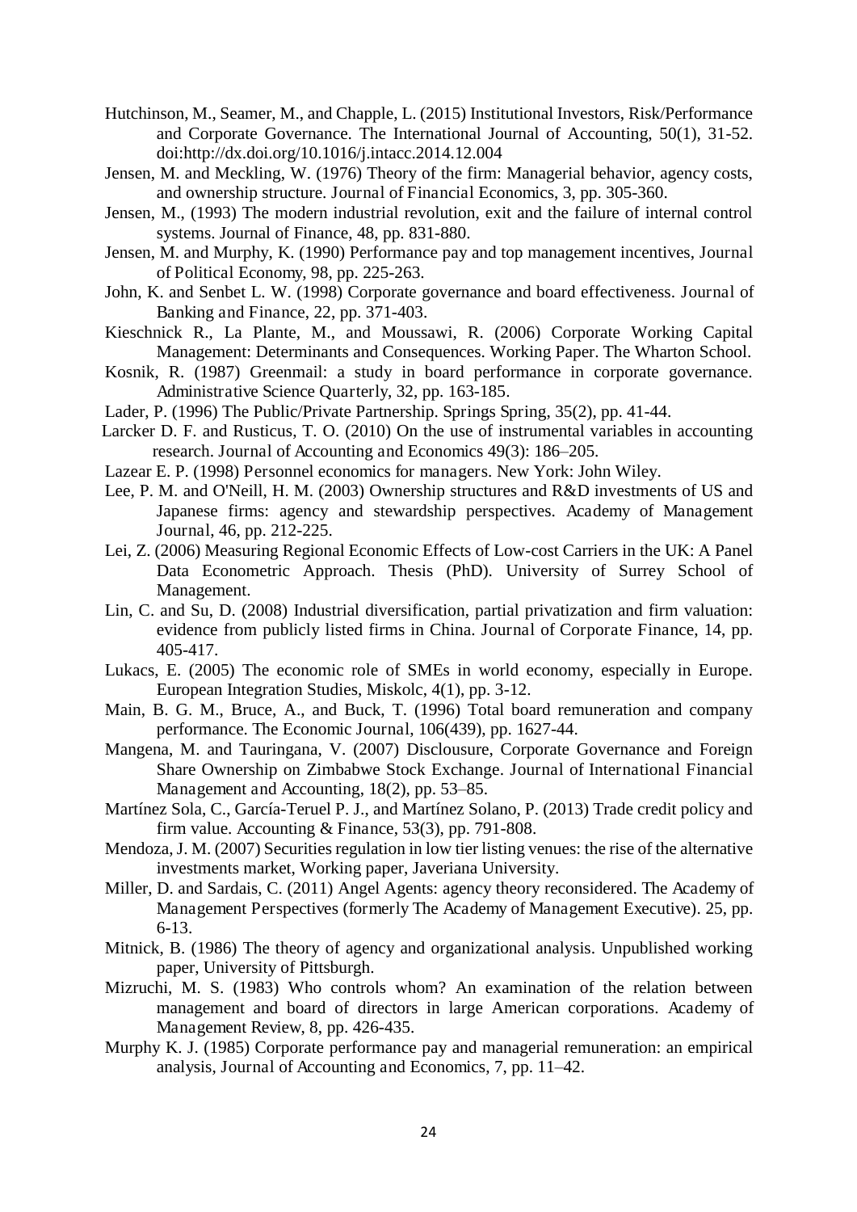Hutchinson, M., Seamer, M., and Chapple, L. (2015) Institutional Investors, Risk/Performance and Corporate Governance. The International Journal of Accounting, 50(1), 31-52. doi:http://dx.doi.org/10.1016/j.intacc.2014.12.004

Jensen, M. and Meckling, W. (1976) Theory of the firm: Managerial behavior, agency costs, and ownership structure. Journal of Financial Economics, 3, pp. 305-360.

Jensen, M., (1993) The modern industrial revolution, exit and the failure of internal control systems. Journal of Finance, 48, pp. 831-880.

Jensen, M. and Murphy, K. (1990) Performance pay and top management incentives, Journal of Political Economy, 98, pp. 225-263.

John, K. and Senbet L. W. (1998) Corporate governance and board effectiveness. Journal of Banking and Finance, 22, pp. 371-403.

Kieschnick R., La Plante, M., and Moussawi, R. (2006) Corporate Working Capital Management: Determinants and Consequences. Working Paper. The Wharton School.

Kosnik, R. (1987) Greenmail: a study in board performance in corporate governance. Administrative Science Quarterly, 32, pp. 163-185.

Lader, P. (1996) The Public/Private Partnership. Springs Spring, 35(2), pp. 41-44.

Larcker D. F. and Rusticus, T. O. (2010) On the use of instrumental variables in accounting research. Journal of Accounting and Economics 49(3): 186–205.

Lazear E. P. (1998) Personnel economics for managers. New York: John Wiley.

Lee, P. M. and O'Neill, H. M. (2003) Ownership structures and R&D investments of US and Japanese firms: agency and stewardship perspectives. Academy of Management Journal, 46, pp. 212-225.

Lei, Z. (2006) Measuring Regional Economic Effects of Low-cost Carriers in the UK: A Panel Data Econometric Approach. Thesis (PhD). University of Surrey School of Management.

Lin, C. and Su, D. (2008) Industrial diversification, partial privatization and firm valuation: evidence from publicly listed firms in China. Journal of Corporate Finance, 14, pp. 405-417.

Lukacs, E. (2005) The economic role of SMEs in world economy, especially in Europe. European Integration Studies, Miskolc, 4(1), pp. 3-12.

Main, B. G. M., Bruce, A., and Buck, T. (1996) Total board remuneration and company performance. The Economic Journal, 106(439), pp. 1627-44.

Mangena, M. and Tauringana, V. (2007) Disclousure, Corporate Governance and Foreign Share Ownership on Zimbabwe Stock Exchange. Journal of International Financial Management and Accounting, 18(2), pp. 53–85.

Martínez Sola, C., García-Teruel P. J., and Martínez Solano, P. (2013) Trade credit policy and firm value. Accounting & Finance, 53(3), pp. 791-808.

Mendoza, J. M. (2007) Securities regulation in low tier listing venues: the rise of the alternative investments market, Working paper, Javeriana University.

Miller, D. and Sardais, C. (2011) Angel Agents: agency theory reconsidered. The Academy of Management Perspectives (formerly The Academy of Management Executive). 25, pp. 6-13.

Mitnick, B. (1986) The theory of agency and organizational analysis. Unpublished working paper, University of Pittsburgh.

Mizruchi, M. S. (1983) Who controls whom? An examination of the relation between management and board of directors in large American corporations. Academy of Management Review, 8, pp. 426-435.

Murphy K. J. (1985) Corporate performance pay and managerial remuneration: an empirical analysis, Journal of Accounting and Economics, 7, pp. 11–42.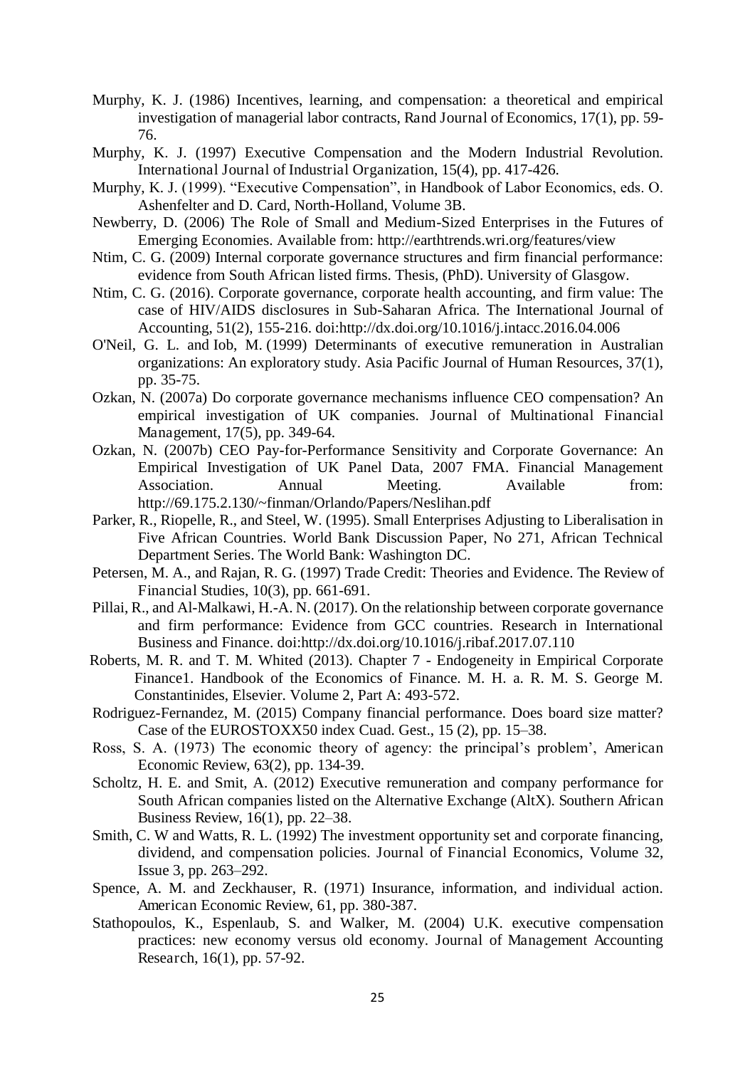Murphy, K. J. (1986) Incentives, learning, and compensation: a theoretical and empirical investigation of managerial labor contracts, Rand Journal of Economics, 17(1), pp. 59-76.

Murphy, K. J. (1997) Executive Compensation and the Modern Industrial Revolution. International Journal of Industrial Organization, 15(4), pp. 417-426.

Murphy, K. J. (1999). "Executive Compensation", in Handbook of Labor Economics, eds. O. Ashenfelter and D. Card, North-Holland, Volume 3B.

Newberry, D. (2006) The Role of Small and Medium-Sized Enterprises in the Futures of Emerging Economies. Available from: http://earthtrends.wri.org/features/view

Ntim, C. G. (2009) Internal corporate governance structures and firm financial performance: evidence from South African listed firms. Thesis, (PhD). University of Glasgow.

Ntim, C. G. (2016). Corporate governance, corporate health accounting, and firm value: The case of HIV/AIDS disclosures in Sub-Saharan Africa. The International Journal of Accounting, 51(2), 155-216. doi:http://dx.doi.org/10.1016/j.intacc.2016.04.006

O'Neil, G. L. and Iob, M. (1999) Determinants of executive remuneration in Australian organizations: An exploratory study. Asia Pacific Journal of Human Resources, 37(1), pp. 35-75.

Ozkan, N. (2007a) Do corporate governance mechanisms influence CEO compensation? An empirical investigation of UK companies. Journal of Multinational Financial Management, 17(5), pp. 349-64.

Ozkan, N. (2007b) CEO Pay-for-Performance Sensitivity and Corporate Governance: An Empirical Investigation of UK Panel Data, 2007 FMA. Financial Management Association. Annual Meeting. Available from: http://69.175.2.130/~finman/Orlando/Papers/Neslihan.pdf

Parker, R., Riopelle, R., and Steel, W. (1995). Small Enterprises Adjusting to Liberalisation in Five African Countries. World Bank Discussion Paper, No 271, African Technical Department Series. The World Bank: Washington DC.

Petersen, M. A., and Rajan, R. G. (1997) Trade Credit: Theories and Evidence. The Review of Financial Studies, 10(3), pp. 661-691.

Pillai, R., and Al-Malkawi, H.-A. N. (2017). On the relationship between corporate governance and firm performance: Evidence from GCC countries. Research in International Business and Finance. doi:http://dx.doi.org/10.1016/j.ribaf.2017.07.110

Roberts, M. R. and T. M. Whited (2013). Chapter 7 - Endogeneity in Empirical Corporate Finance1. Handbook of the Economics of Finance. M. H. a. R. M. S. George M. Constantinides, Elsevier. Volume 2, Part A: 493-572.

Rodriguez-Fernandez, M. (2015) Company financial performance. Does board size matter? Case of the EUROSTOXX50 index Cuad. Gest., 15 (2), pp. 15–38.

Ross, S. A. (1973) The economic theory of agency: the principal's problem', American Economic Review, 63(2), pp. 134-39.

Scholtz, H. E. and Smit, A. (2012) Executive remuneration and company performance for South African companies listed on the Alternative Exchange (AltX). Southern African Business Review, 16(1), pp. 22–38.

Smith, C. W and Watts, R. L. (1992) The investment opportunity set and corporate financing, dividend, and compensation policies. Journal of Financial Economics, Volume 32, Issue 3, pp. 263–292.

Spence, A. M. and Zeckhauser, R. (1971) Insurance, information, and individual action. American Economic Review, 61, pp. 380-387.

Stathopoulos, K., Espenlaub, S. and Walker, M. (2004) U.K. executive compensation practices: new economy versus old economy. Journal of Management Accounting Research, 16(1), pp. 57-92.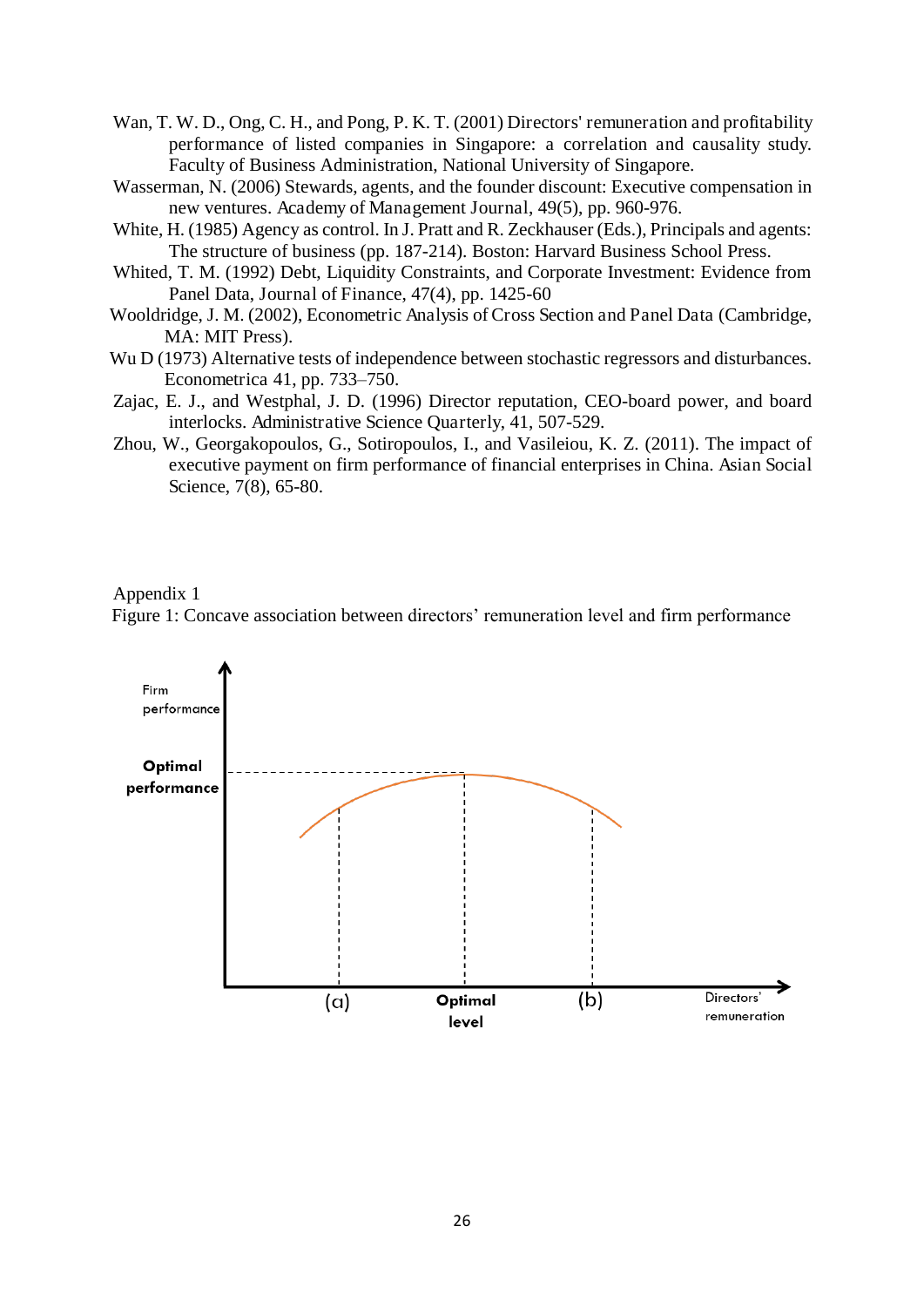Wan, T. W. D., Ong, C. H., and Pong, P. K. T. (2001) Directors' remuneration and profitability performance of listed companies in Singapore: a correlation and causality study. Faculty of Business Administration, National University of Singapore.

Wasserman, N. (2006) Stewards, agents, and the founder discount: Executive compensation in new ventures. Academy of Management Journal, 49(5), pp. 960-976.

White, H. (1985) Agency as control. In J. Pratt and R. Zeckhauser (Eds.), Principals and agents: The structure of business (pp. 187-214). Boston: Harvard Business School Press.

Whited, T. M. (1992) Debt, Liquidity Constraints, and Corporate Investment: Evidence from Panel Data, Journal of Finance, 47(4), pp. 1425-60

Wooldridge, J. M. (2002), Econometric Analysis of Cross Section and Panel Data (Cambridge, MA: MIT Press).

Wu D (1973) Alternative tests of independence between stochastic regressors and disturbances. Econometrica 41, pp. 733–750.

Zajac, E. J., and Westphal, J. D. (1996) Director reputation, CEO-board power, and board interlocks. Administrative Science Quarterly, 41, 507-529.

Zhou, W., Georgakopoulos, G., Sotiropoulos, I., and Vasileiou, K. Z. (2011). The impact of executive payment on firm performance of financial enterprises in China. Asian Social Science, 7(8), 65-80.

Appendix 1

Figure 1: Concave association between directors' remuneration level and firm performance

Firm performance

Optimal performance

(a) Optimal level (b) Directors' remuneration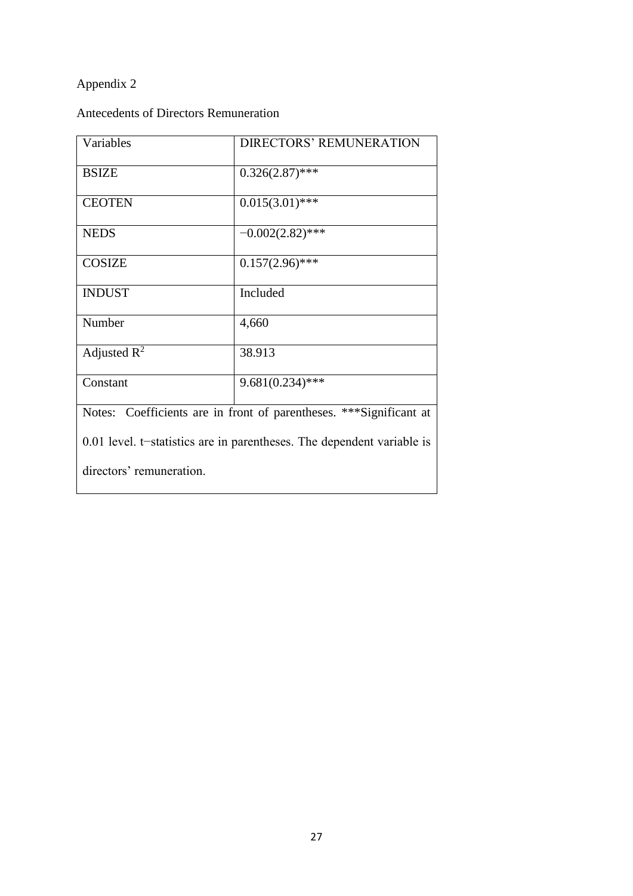Appendix 2

Antecedents of Directors Remuneration

| Variables | DIRECTORS' REMUNERATION |
|---|---|
| BSIZE | 0.326(2.87)*** |
| CEOTEN | 0.015(3.01)*** |
| NEDS | −0.002(2.82)*** |
| COSIZE | 0.157(2.96)*** |
| INDUST | Included |
| Number | 4,660 |
| Adjusted $R^2$ | 38.913 |
| Constant | 9.681(0.234)*** |
| Notes: Coefficients are in front of parentheses. ***Significant at 0.01 level. t−statistics are in parentheses. The dependent variable is directors' remuneration. | |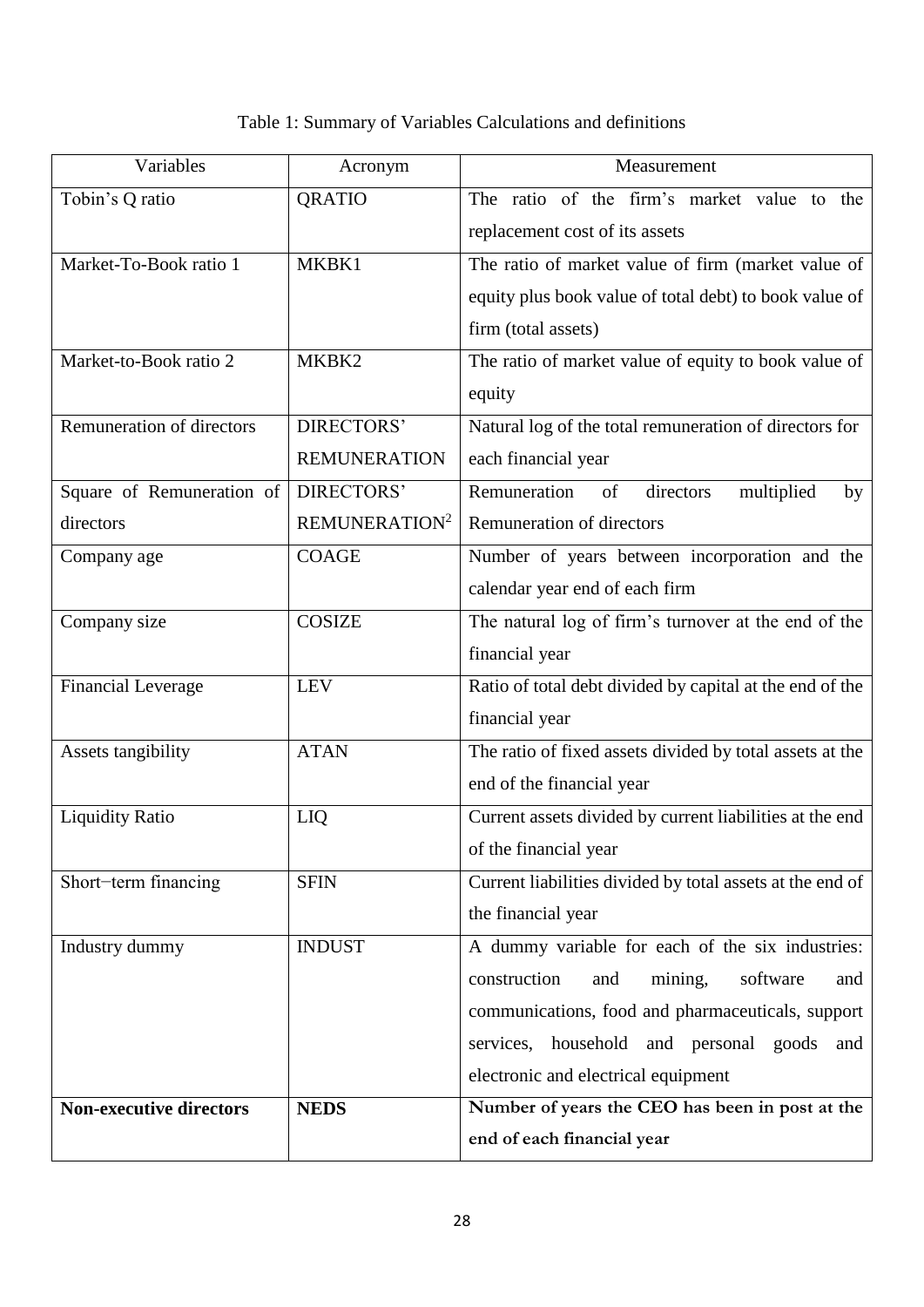Table 1: Summary of Variables Calculations and definitions

| Variables | Acronym | Measurement |
| --- | --- | --- |
| Tobin's Q ratio | QRATIO | The ratio of the firm's market value to the replacement cost of its assets |
| Market-To-Book ratio 1 | MKBK1 | The ratio of market value of firm (market value of equity plus book value of total debt) to book value of firm (total assets) |
| Market-to-Book ratio 2 | MKBK2 | The ratio of market value of equity to book value of equity |
| Remuneration of directors | DIRECTORS' REMUNERATION | Natural log of the total remuneration of directors for each financial year |
| Square of Remuneration of directors | DIRECTORS' REMUNERATION$^2$ | Remuneration of directors multiplied by Remuneration of directors |
| Company age | COAGE | Number of years between incorporation and the calendar year end of each firm |
| Company size | COSIZE | The natural log of firm's turnover at the end of the financial year |
| Financial Leverage | LEV | Ratio of total debt divided by capital at the end of the financial year |
| Assets tangibility | ATAN | The ratio of fixed assets divided by total assets at the end of the financial year |
| Liquidity Ratio | LIQ | Current assets divided by current liabilities at the end of the financial year |
| Short−term financing | SFIN | Current liabilities divided by total assets at the end of the financial year |
| Industry dummy | INDUST | A dummy variable for each of the six industries: construction and mining, software and communications, food and pharmaceuticals, support services, household and personal goods and electronic and electrical equipment |
| **Non-executive directors** | **NEDS** | **Number of years the CEO has been in post at the end of each financial year** |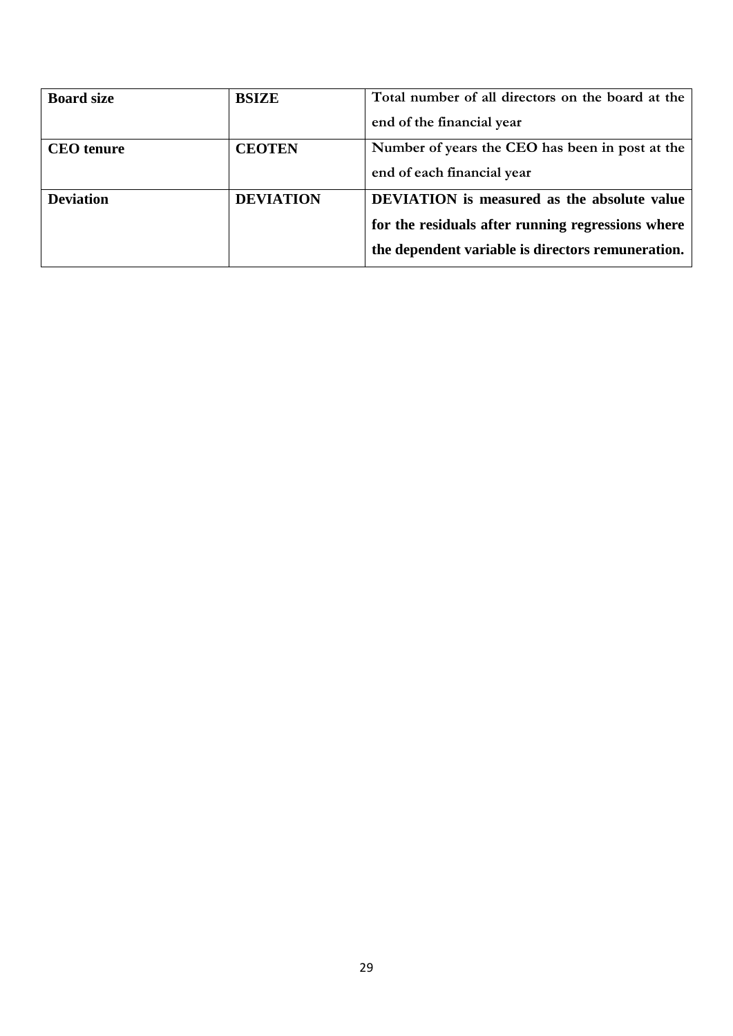| **Board size** | **BSIZE** | Total number of all directors on the board at the end of the financial year |
|---|---|---|
| **CEO tenure** | **CEOTEN** | Number of years the CEO has been in post at the end of each financial year |
| **Deviation** | **DEVIATION** | **DEVIATION is measured as the absolute value for the residuals after running regressions where the dependent variable is directors remuneration.** |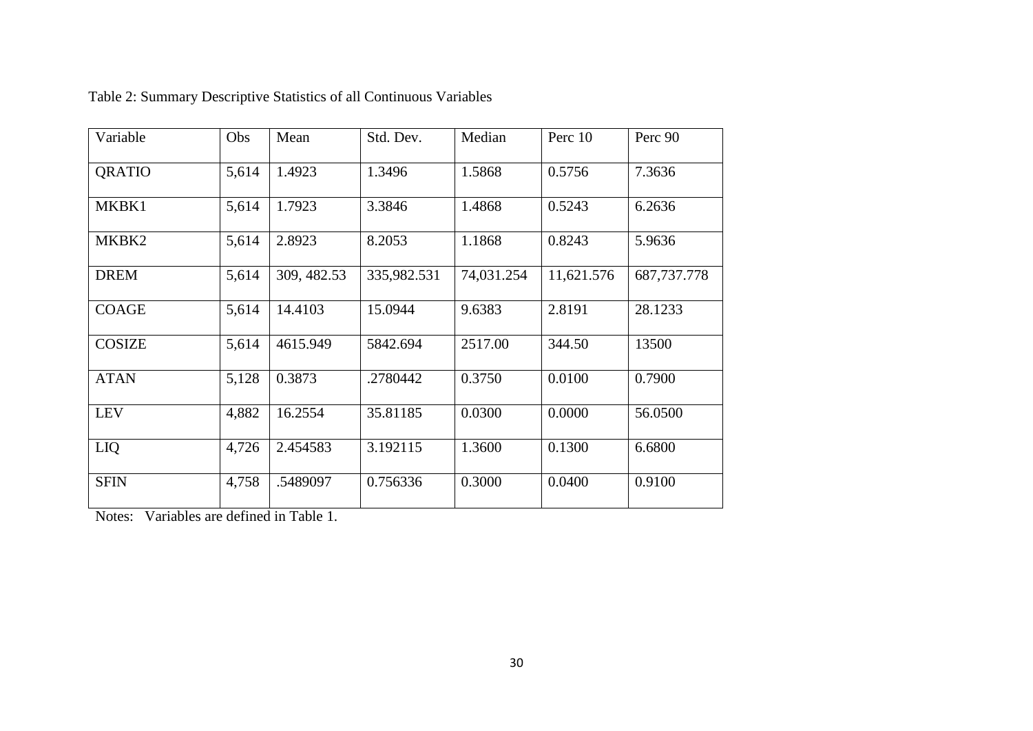Table 2: Summary Descriptive Statistics of all Continuous Variables

| Variable | Obs | Mean | Std. Dev. | Median | Perc 10 | Perc 90 |
|---|---|---|---|---|---|---|
| QRATIO | 5,614 | 1.4923 | 1.3496 | 1.5868 | 0.5756 | 7.3636 |
| MKBK1 | 5,614 | 1.7923 | 3.3846 | 1.4868 | 0.5243 | 6.2636 |
| MKBK2 | 5,614 | 2.8923 | 8.2053 | 1.1868 | 0.8243 | 5.9636 |
| DREM | 5,614 | 309, 482.53 | 335,982.531 | 74,031.254 | 11,621.576 | 687,737.778 |
| COAGE | 5,614 | 14.4103 | 15.0944 | 9.6383 | 2.8191 | 28.1233 |
| COSIZE | 5,614 | 4615.949 | 5842.694 | 2517.00 | 344.50 | 13500 |
| ATAN | 5,128 | 0.3873 | .2780442 | 0.3750 | 0.0100 | 0.7900 |
| LEV | 4,882 | 16.2554 | 35.81185 | 0.0300 | 0.0000 | 56.0500 |
| LIQ | 4,726 | 2.454583 | 3.192115 | 1.3600 | 0.1300 | 6.6800 |
| SFIN | 4,758 | .5489097 | 0.756336 | 0.3000 | 0.0400 | 0.9100 |

Notes: Variables are defined in Table 1.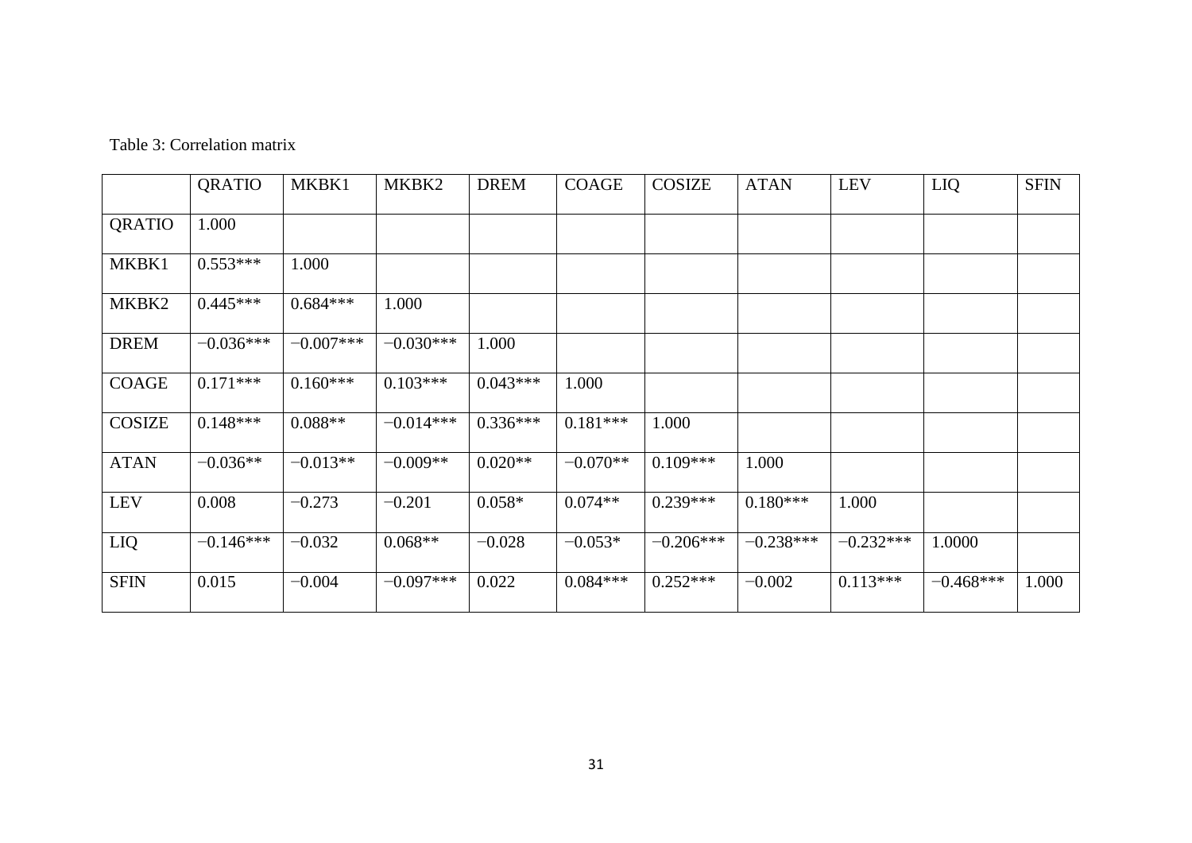Table 3: Correlation matrix

| | QRATIO | MKBK1 | MKBK2 | DREM | COAGE | COSIZE | ATAN | LEV | LIQ | SFIN |
|---|---|---|---|---|---|---|---|---|---|---|
| QRATIO | 1.000 | | | | | | | | | |
| MKBK1 | 0.553*** | 1.000 | | | | | | | | |
| MKBK2 | 0.445*** | 0.684*** | 1.000 | | | | | | | |
| DREM | −0.036*** | −0.007*** | −0.030*** | 1.000 | | | | | | |
| COAGE | 0.171*** | 0.160*** | 0.103*** | 0.043*** | 1.000 | | | | | |
| COSIZE | 0.148*** | 0.088** | −0.014*** | 0.336*** | 0.181*** | 1.000 | | | | |
| ATAN | −0.036** | −0.013** | −0.009** | 0.020** | −0.070** | 0.109*** | 1.000 | | | |
| LEV | 0.008 | −0.273 | −0.201 | 0.058* | 0.074** | 0.239*** | 0.180*** | 1.000 | | |
| LIQ | −0.146*** | −0.032 | 0.068** | −0.028 | −0.053* | −0.206*** | −0.238*** | −0.232*** | 1.0000 | |
| SFIN | 0.015 | −0.004 | −0.097*** | 0.022 | 0.084*** | 0.252*** | −0.002 | 0.113*** | −0.468*** | 1.000 |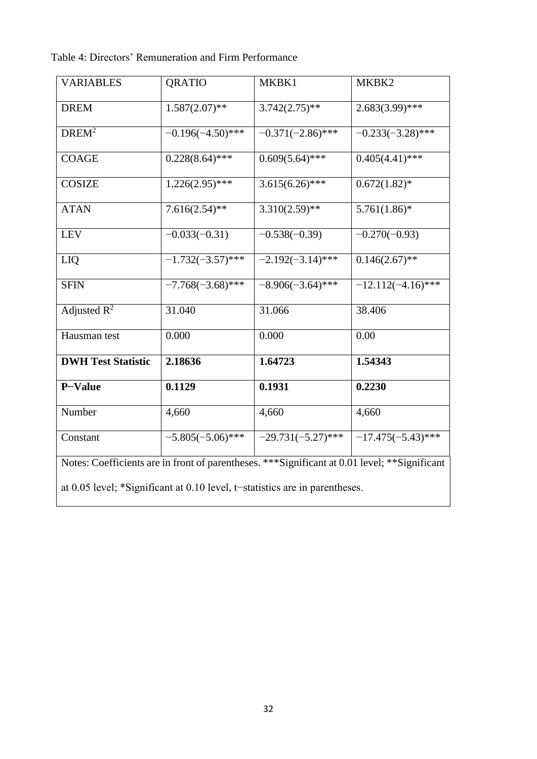Table 4: Directors' Remuneration and Firm Performance

| VARIABLES | QRATIO | MKBK1 | MKBK2 |
|---|---|---|---|
| DREM | 1.587(2.07)** | 3.742(2.75)** | 2.683(3.99)*** |
| $DREM^2$ | −0.196(−4.50)*** | −0.371(−2.86)*** | −0.233(−3.28)*** |
| COAGE | 0.228(8.64)*** | 0.609(5.64)*** | 0.405(4.41)*** |
| COSIZE | 1.226(2.95)*** | 3.615(6.26)*** | 0.672(1.82)* |
| ATAN | 7.616(2.54)** | 3.310(2.59)** | 5.761(1.86)* |
| LEV | −0.033(−0.31) | −0.538(−0.39) | −0.270(−0.93) |
| LIQ | −1.732(−3.57)*** | −2.192(−3.14)*** | 0.146(2.67)** |
| SFIN | −7.768(−3.68)*** | −8.906(−3.64)*** | −12.112(−4.16)*** |
| Adjusted $R^2$ | 31.040 | 31.066 | 38.406 |
| Hausman test | 0.000 | 0.000 | 0.00 |
| **DWH Test Statistic** | **2.18636** | **1.64723** | **1.54343** |
| **P−Value** | **0.1129** | **0.1931** | **0.2230** |
| Number | 4,660 | 4,660 | 4,660 |
| Constant | −5.805(−5.06)*** | −29.731(−5.27)*** | −17.475(−5.43)*** |

Notes: Coefficients are in front of parentheses. ***Significant at 0.01 level; **Significant at 0.05 level; *Significant at 0.10 level, t−statistics are in parentheses.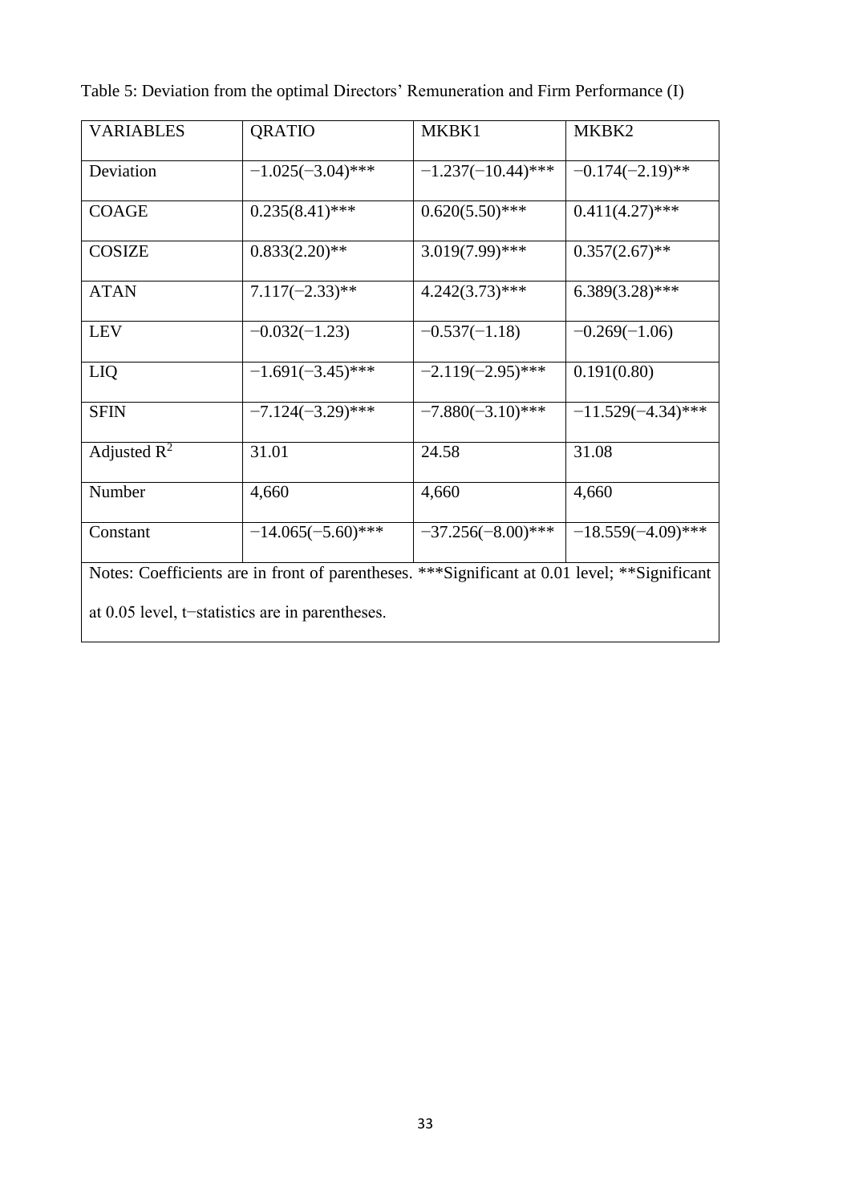Table 5: Deviation from the optimal Directors' Remuneration and Firm Performance (I)

| VARIABLES | QRATIO | MKBK1 | MKBK2 |
|---|---|---|---|
| Deviation | −1.025(−3.04)*** | −1.237(−10.44)*** | −0.174(−2.19)** |
| COAGE | 0.235(8.41)*** | 0.620(5.50)*** | 0.411(4.27)*** |
| COSIZE | 0.833(2.20)** | 3.019(7.99)*** | 0.357(2.67)** |
| ATAN | 7.117(−2.33)** | 4.242(3.73)*** | 6.389(3.28)*** |
| LEV | −0.032(−1.23) | −0.537(−1.18) | −0.269(−1.06) |
| LIQ | −1.691(−3.45)*** | −2.119(−2.95)*** | 0.191(0.80) |
| SFIN | −7.124(−3.29)*** | −7.880(−3.10)*** | −11.529(−4.34)*** |
| Adjusted $R^2$ | 31.01 | 24.58 | 31.08 |
| Number | 4,660 | 4,660 | 4,660 |
| Constant | −14.065(−5.60)*** | −37.256(−8.00)*** | −18.559(−4.09)*** |

Notes: Coefficients are in front of parentheses. ***Significant at 0.01 level; **Significant at 0.05 level, t−statistics are in parentheses.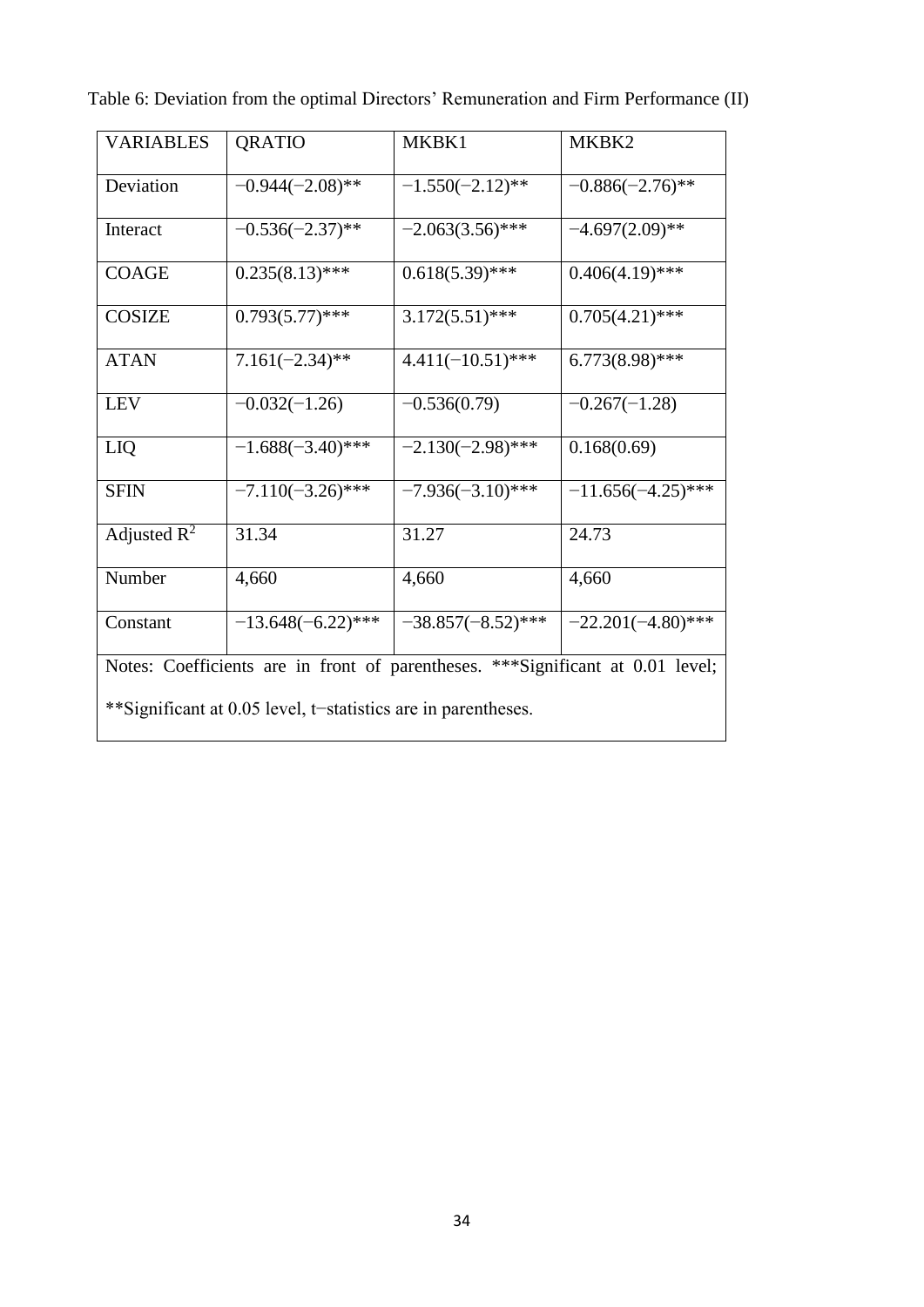Table 6: Deviation from the optimal Directors' Remuneration and Firm Performance (II)

| VARIABLES | QRATIO | MKBK1 | MKBK2 |
| --- | --- | --- | --- |
| Deviation | −0.944(−2.08)** | −1.550(−2.12)** | −0.886(−2.76)** |
| Interact | −0.536(−2.37)** | −2.063(3.56)*** | −4.697(2.09)** |
| COAGE | 0.235(8.13)*** | 0.618(5.39)*** | 0.406(4.19)*** |
| COSIZE | 0.793(5.77)*** | 3.172(5.51)*** | 0.705(4.21)*** |
| ATAN | 7.161(−2.34)** | 4.411(−10.51)*** | 6.773(8.98)*** |
| LEV | −0.032(−1.26) | −0.536(0.79) | −0.267(−1.28) |
| LIQ | −1.688(−3.40)*** | −2.130(−2.98)*** | 0.168(0.69) |
| SFIN | −7.110(−3.26)*** | −7.936(−3.10)*** | −11.656(−4.25)*** |
| Adjusted $R^2$ | 31.34 | 31.27 | 24.73 |
| Number | 4,660 | 4,660 | 4,660 |
| Constant | −13.648(−6.22)*** | −38.857(−8.52)*** | −22.201(−4.80)*** |

Notes: Coefficients are in front of parentheses. ***Significant at 0.01 level; **Significant at 0.05 level, t−statistics are in parentheses.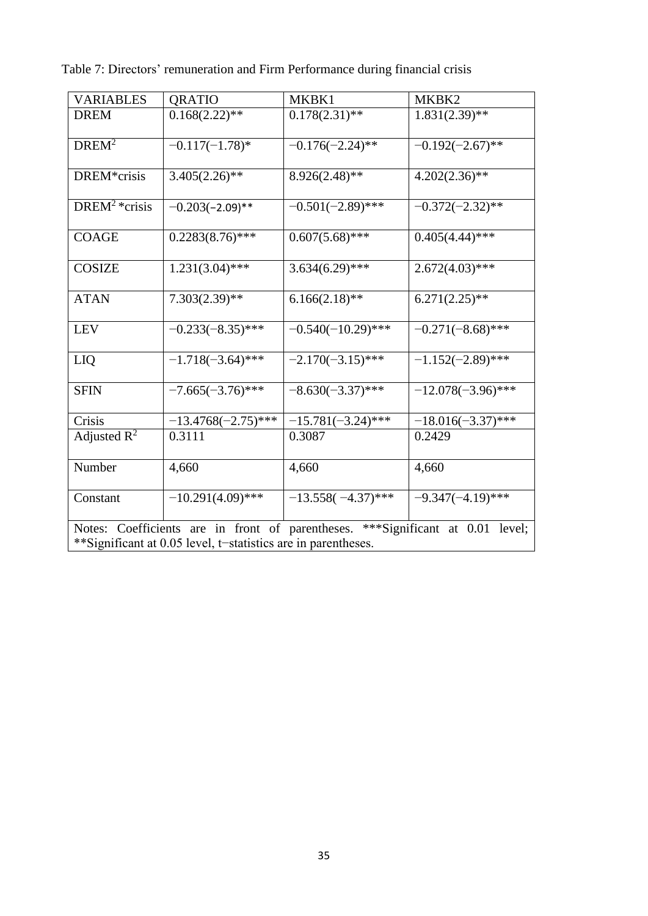Table 7: Directors' remuneration and Firm Performance during financial crisis

| VARIABLES | QRATIO | MKBK1 | MKBK2 |
|---|---|---|---|
| DREM | 0.168(2.22)** | 0.178(2.31)** | 1.831(2.39)** |
| $DREM^2$ | −0.117(−1.78)* | −0.176(−2.24)** | −0.192(−2.67)** |
| DREM*crisis | 3.405(2.26)** | 8.926(2.48)** | 4.202(2.36)** |
| $DREM^2$ *crisis | −0.203(−2.09)** | −0.501(−2.89)*** | −0.372(−2.32)** |
| COAGE | 0.2283(8.76)*** | 0.607(5.68)*** | 0.405(4.44)*** |
| COSIZE | 1.231(3.04)*** | 3.634(6.29)*** | 2.672(4.03)*** |
| ATAN | 7.303(2.39)** | 6.166(2.18)** | 6.271(2.25)** |
| LEV | −0.233(−8.35)*** | −0.540(−10.29)*** | −0.271(−8.68)*** |
| LIQ | −1.718(−3.64)*** | −2.170(−3.15)*** | −1.152(−2.89)*** |
| SFIN | −7.665(−3.76)*** | −8.630(−3.37)*** | −12.078(−3.96)*** |
| Crisis | −13.4768(−2.75)*** | −15.781(−3.24)*** | −18.016(−3.37)*** |
| Adjusted $R^2$ | 0.3111 | 0.3087 | 0.2429 |
| Number | 4,660 | 4,660 | 4,660 |
| Constant | −10.291(4.09)*** | −13.558( −4.37)*** | −9.347(−4.19)*** |

Notes: Coefficients are in front of parentheses. ***Significant at 0.01 level; **Significant at 0.05 level, t−statistics are in parentheses.